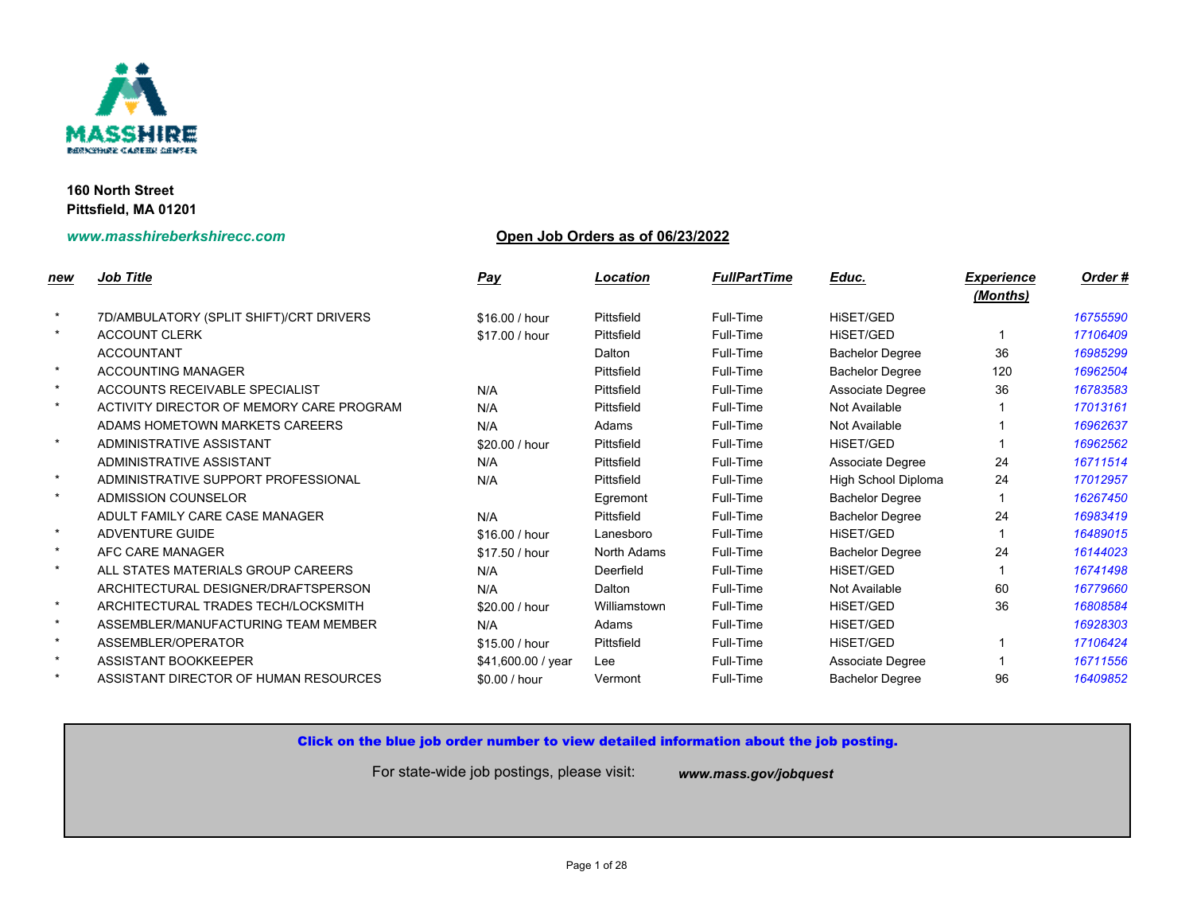**160 North Street**
**Pittsfield, MA 01201**

*www.masshireberkshirecc.com*

## Open Job Orders as of 06/23/2022

| new | Job Title | Pay | Location | FullPartTime | Educ. | Experience (Months) | Order # |
|---|---|---|---|---|---|---|---|
| * | 7D/AMBULATORY (SPLIT SHIFT)/CRT DRIVERS | $16.00 / hour | Pittsfield | Full-Time | HiSET/GED | | 16755590 |
| * | ACCOUNT CLERK | $17.00 / hour | Pittsfield | Full-Time | HiSET/GED | 1 | 17106409 |
| | ACCOUNTANT | | Dalton | Full-Time | Bachelor Degree | 36 | 16985299 |
| * | ACCOUNTING MANAGER | | Pittsfield | Full-Time | Bachelor Degree | 120 | 16962504 |
| * | ACCOUNTS RECEIVABLE SPECIALIST | N/A | Pittsfield | Full-Time | Associate Degree | 36 | 16783583 |
| * | ACTIVITY DIRECTOR OF MEMORY CARE PROGRAM | N/A | Pittsfield | Full-Time | Not Available | 1 | 17013161 |
| | ADAMS HOMETOWN MARKETS CAREERS | N/A | Adams | Full-Time | Not Available | 1 | 16962637 |
| * | ADMINISTRATIVE ASSISTANT | $20.00 / hour | Pittsfield | Full-Time | HiSET/GED | 1 | 16962562 |
| | ADMINISTRATIVE ASSISTANT | N/A | Pittsfield | Full-Time | Associate Degree | 24 | 16711514 |
| * | ADMINISTRATIVE SUPPORT PROFESSIONAL | N/A | Pittsfield | Full-Time | High School Diploma | 24 | 17012957 |
| * | ADMISSION COUNSELOR | | Egremont | Full-Time | Bachelor Degree | 1 | 16267450 |
| | ADULT FAMILY CARE CASE MANAGER | N/A | Pittsfield | Full-Time | Bachelor Degree | 24 | 16983419 |
| * | ADVENTURE GUIDE | $16.00 / hour | Lanesboro | Full-Time | HiSET/GED | 1 | 16489015 |
| * | AFC CARE MANAGER | $17.50 / hour | North Adams | Full-Time | Bachelor Degree | 24 | 16144023 |
| * | ALL STATES MATERIALS GROUP CAREERS | N/A | Deerfield | Full-Time | HiSET/GED | 1 | 16741498 |
| | ARCHITECTURAL DESIGNER/DRAFTSPERSON | N/A | Dalton | Full-Time | Not Available | 60 | 16779660 |
| * | ARCHITECTURAL TRADES TECH/LOCKSMITH | $20.00 / hour | Williamstown | Full-Time | HiSET/GED | 36 | 16808584 |
| * | ASSEMBLER/MANUFACTURING TEAM MEMBER | N/A | Adams | Full-Time | HiSET/GED | | 16928303 |
| * | ASSEMBLER/OPERATOR | $15.00 / hour | Pittsfield | Full-Time | HiSET/GED | 1 | 17106424 |
| * | ASSISTANT BOOKKEEPER | $41,600.00 / year | Lee | Full-Time | Associate Degree | 1 | 16711556 |
| * | ASSISTANT DIRECTOR OF HUMAN RESOURCES | $0.00 / hour | Vermont | Full-Time | Bachelor Degree | 96 | 16409852 |

**Click on the blue job order number to view detailed information about the job posting.**

For state-wide job postings, please visit: ***www.mass.gov/jobquest***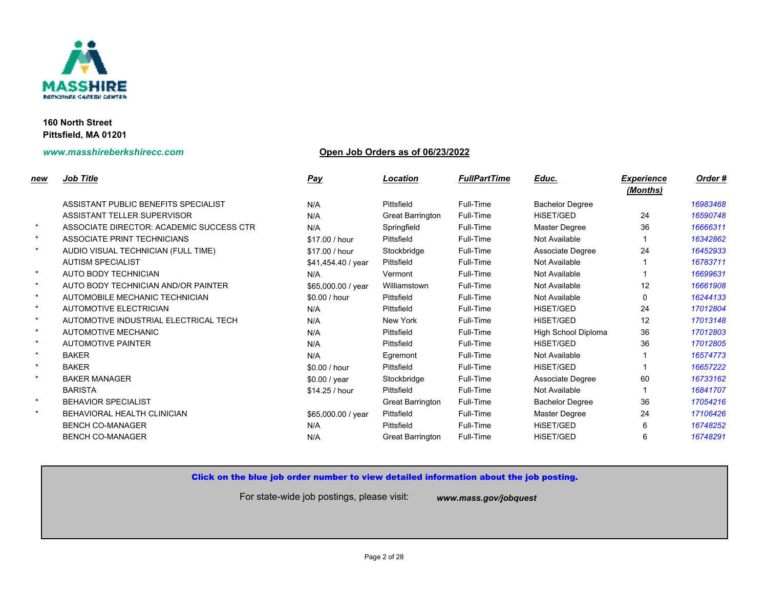MASSHIRE BERKSHIRE CAREER CENTER

**160 North Street**
**Pittsfield, MA 01201**

***www.masshireberkshirecc.com***

## Open Job Orders as of 06/23/2022

| new | Job Title | Pay | Location | FullPartTime | Educ. | Experience (Months) | Order # |
|---|---|---|---|---|---|---|---|
| | ASSISTANT PUBLIC BENEFITS SPECIALIST | N/A | Pittsfield | Full-Time | Bachelor Degree | | 16983468 |
| | ASSISTANT TELLER SUPERVISOR | N/A | Great Barrington | Full-Time | HiSET/GED | 24 | 16590748 |
| * | ASSOCIATE DIRECTOR: ACADEMIC SUCCESS CTR | N/A | Springfield | Full-Time | Master Degree | 36 | 16666311 |
| * | ASSOCIATE PRINT TECHNICIANS | $17.00 / hour | Pittsfield | Full-Time | Not Available | 1 | 16342862 |
| * | AUDIO VISUAL TECHNICIAN (FULL TIME) | $17.00 / hour | Stockbridge | Full-Time | Associate Degree | 24 | 16452933 |
| | AUTISM SPECIALIST | $41,454.40 / year | Pittsfield | Full-Time | Not Available | 1 | 16783711 |
| * | AUTO BODY TECHNICIAN | N/A | Vermont | Full-Time | Not Available | 1 | 16699631 |
| * | AUTO BODY TECHNICIAN AND/OR PAINTER | $65,000.00 / year | Williamstown | Full-Time | Not Available | 12 | 16661908 |
| * | AUTOMOBILE MECHANIC TECHNICIAN | $0.00 / hour | Pittsfield | Full-Time | Not Available | 0 | 16244133 |
| * | AUTOMOTIVE ELECTRICIAN | N/A | Pittsfield | Full-Time | HiSET/GED | 24 | 17012804 |
| * | AUTOMOTIVE INDUSTRIAL ELECTRICAL TECH | N/A | New York | Full-Time | HiSET/GED | 12 | 17013148 |
| * | AUTOMOTIVE MECHANIC | N/A | Pittsfield | Full-Time | High School Diploma | 36 | 17012803 |
| * | AUTOMOTIVE PAINTER | N/A | Pittsfield | Full-Time | HiSET/GED | 36 | 17012805 |
| * | BAKER | N/A | Egremont | Full-Time | Not Available | 1 | 16574773 |
| * | BAKER | $0.00 / hour | Pittsfield | Full-Time | HiSET/GED | 1 | 16657222 |
| * | BAKER MANAGER | $0.00 / year | Stockbridge | Full-Time | Associate Degree | 60 | 16733162 |
| | BARISTA | $14.25 / hour | Pittsfield | Full-Time | Not Available | 1 | 16841707 |
| * | BEHAVIOR SPECIALIST | | Great Barrington | Full-Time | Bachelor Degree | 36 | 17054216 |
| * | BEHAVIORAL HEALTH CLINICIAN | $65,000.00 / year | Pittsfield | Full-Time | Master Degree | 24 | 17106426 |
| | BENCH CO-MANAGER | N/A | Pittsfield | Full-Time | HiSET/GED | 6 | 16748252 |
| | BENCH CO-MANAGER | N/A | Great Barrington | Full-Time | HiSET/GED | 6 | 16748291 |

**Click on the blue job order number to view detailed information about the job posting.**

For state-wide job postings, please visit: ***www.mass.gov/jobquest***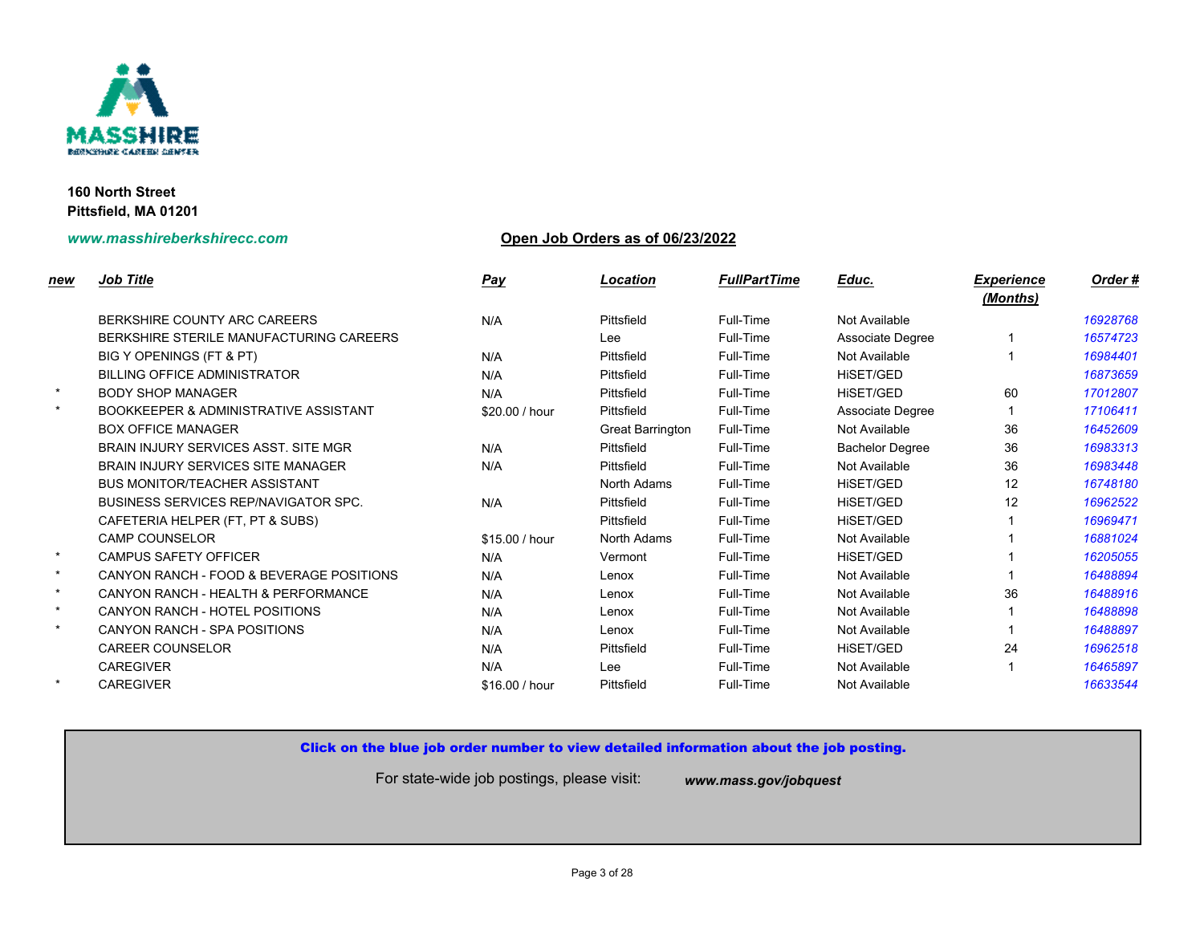160 North Street
Pittsfield, MA 01201

*www.masshireberkshirecc.com*

**Open Job Orders as of 06/23/2022**

| new | Job Title | Pay | Location | FullPartTime | Educ. | Experience (Months) | Order # |
|---|---|---|---|---|---|---|---|
| | BERKSHIRE COUNTY ARC CAREERS | N/A | Pittsfield | Full-Time | Not Available | | 16928768 |
| | BERKSHIRE STERILE MANUFACTURING CAREERS | | Lee | Full-Time | Associate Degree | 1 | 16574723 |
| | BIG Y OPENINGS (FT & PT) | N/A | Pittsfield | Full-Time | Not Available | 1 | 16984401 |
| | BILLING OFFICE ADMINISTRATOR | N/A | Pittsfield | Full-Time | HiSET/GED | | 16873659 |
| * | BODY SHOP MANAGER | N/A | Pittsfield | Full-Time | HiSET/GED | 60 | 17012807 |
| * | BOOKKEEPER & ADMINISTRATIVE ASSISTANT | $20.00 / hour | Pittsfield | Full-Time | Associate Degree | 1 | 17106411 |
| | BOX OFFICE MANAGER | | Great Barrington | Full-Time | Not Available | 36 | 16452609 |
| | BRAIN INJURY SERVICES ASST. SITE MGR | N/A | Pittsfield | Full-Time | Bachelor Degree | 36 | 16983313 |
| | BRAIN INJURY SERVICES SITE MANAGER | N/A | Pittsfield | Full-Time | Not Available | 36 | 16983448 |
| | BUS MONITOR/TEACHER ASSISTANT | | North Adams | Full-Time | HiSET/GED | 12 | 16748180 |
| | BUSINESS SERVICES REP/NAVIGATOR SPC. | N/A | Pittsfield | Full-Time | HiSET/GED | 12 | 16962522 |
| | CAFETERIA HELPER (FT, PT & SUBS) | | Pittsfield | Full-Time | HiSET/GED | 1 | 16969471 |
| | CAMP COUNSELOR | $15.00 / hour | North Adams | Full-Time | Not Available | 1 | 16881024 |
| * | CAMPUS SAFETY OFFICER | N/A | Vermont | Full-Time | HiSET/GED | 1 | 16205055 |
| * | CANYON RANCH - FOOD & BEVERAGE POSITIONS | N/A | Lenox | Full-Time | Not Available | 1 | 16488894 |
| * | CANYON RANCH - HEALTH & PERFORMANCE | N/A | Lenox | Full-Time | Not Available | 36 | 16488916 |
| * | CANYON RANCH - HOTEL POSITIONS | N/A | Lenox | Full-Time | Not Available | 1 | 16488898 |
| * | CANYON RANCH - SPA POSITIONS | N/A | Lenox | Full-Time | Not Available | 1 | 16488897 |
| | CAREER COUNSELOR | N/A | Pittsfield | Full-Time | HiSET/GED | 24 | 16962518 |
| | CAREGIVER | N/A | Lee | Full-Time | Not Available | 1 | 16465897 |
| * | CAREGIVER | $16.00 / hour | Pittsfield | Full-Time | Not Available | | 16633544 |

**Click on the blue job order number to view detailed information about the job posting.**

For state-wide job postings, please visit: ***www.mass.gov/jobquest***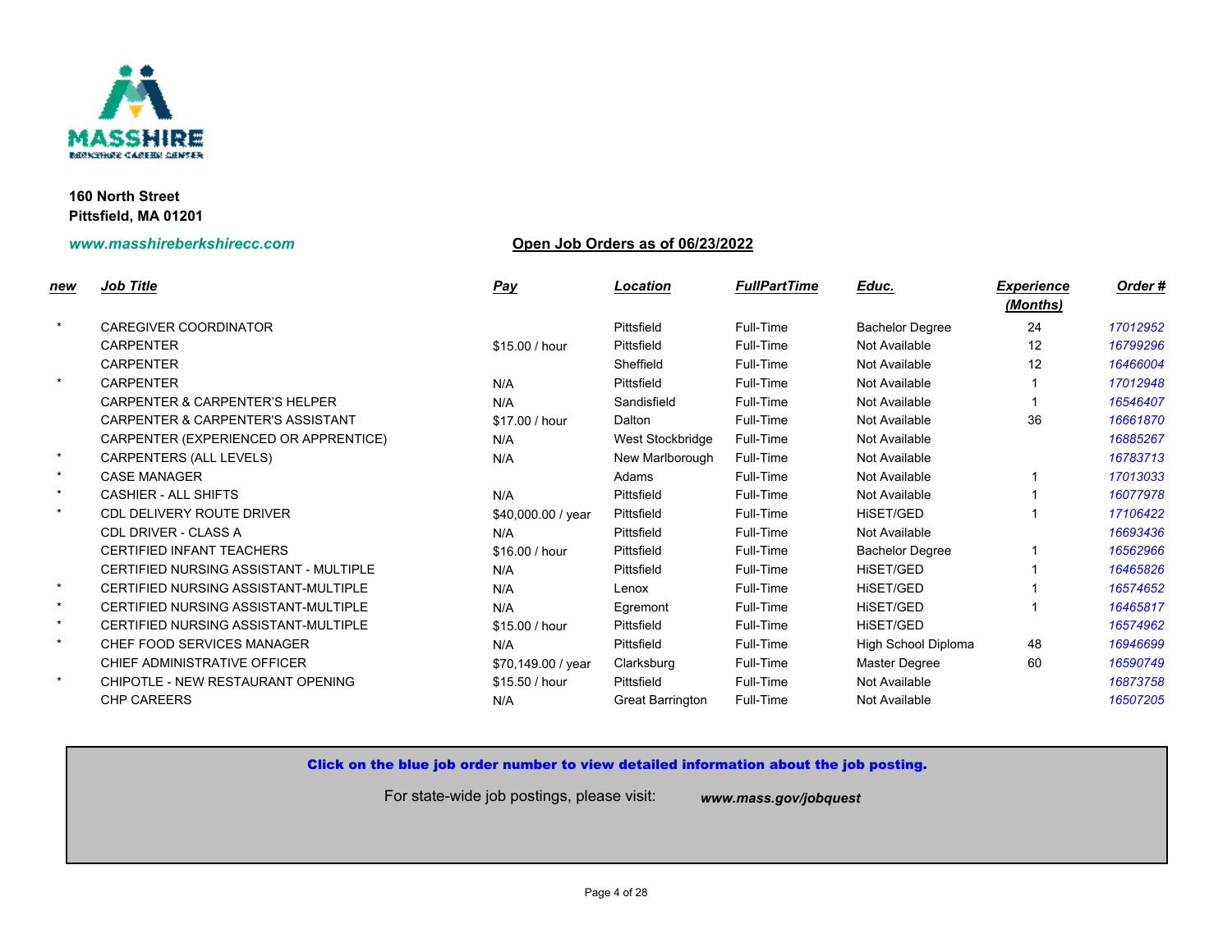**160 North Street**
**Pittsfield, MA 01201**

*www.masshireberkshirecc.com*

## Open Job Orders as of 06/23/2022

| new | Job Title | Pay | Location | FullPartTime | Educ. | Experience (Months) | Order # |
|---|---|---|---|---|---|---|---|
| * | CAREGIVER COORDINATOR | | Pittsfield | Full-Time | Bachelor Degree | 24 | 17012952 |
| | CARPENTER | $15.00 / hour | Pittsfield | Full-Time | Not Available | 12 | 16799296 |
| | CARPENTER | | Sheffield | Full-Time | Not Available | 12 | 16466004 |
| * | CARPENTER | N/A | Pittsfield | Full-Time | Not Available | 1 | 17012948 |
| | CARPENTER & CARPENTER'S HELPER | N/A | Sandisfield | Full-Time | Not Available | 1 | 16546407 |
| | CARPENTER & CARPENTER'S ASSISTANT | $17.00 / hour | Dalton | Full-Time | Not Available | 36 | 16661870 |
| | CARPENTER (EXPERIENCED OR APPRENTICE) | N/A | West Stockbridge | Full-Time | Not Available | | 16885267 |
| * | CARPENTERS (ALL LEVELS) | N/A | New Marlborough | Full-Time | Not Available | | 16783713 |
| * | CASE MANAGER | | Adams | Full-Time | Not Available | 1 | 17013033 |
| * | CASHIER - ALL SHIFTS | N/A | Pittsfield | Full-Time | Not Available | 1 | 16077978 |
| * | CDL DELIVERY ROUTE DRIVER | $40,000.00 / year | Pittsfield | Full-Time | HiSET/GED | 1 | 17106422 |
| | CDL DRIVER - CLASS A | N/A | Pittsfield | Full-Time | Not Available | | 16693436 |
| | CERTIFIED INFANT TEACHERS | $16.00 / hour | Pittsfield | Full-Time | Bachelor Degree | 1 | 16562966 |
| | CERTIFIED NURSING ASSISTANT - MULTIPLE | N/A | Pittsfield | Full-Time | HiSET/GED | 1 | 16465826 |
| * | CERTIFIED NURSING ASSISTANT-MULTIPLE | N/A | Lenox | Full-Time | HiSET/GED | 1 | 16574652 |
| * | CERTIFIED NURSING ASSISTANT-MULTIPLE | N/A | Egremont | Full-Time | HiSET/GED | 1 | 16465817 |
| * | CERTIFIED NURSING ASSISTANT-MULTIPLE | $15.00 / hour | Pittsfield | Full-Time | HiSET/GED | | 16574962 |
| * | CHEF FOOD SERVICES MANAGER | N/A | Pittsfield | Full-Time | High School Diploma | 48 | 16946699 |
| | CHIEF ADMINISTRATIVE OFFICER | $70,149.00 / year | Clarksburg | Full-Time | Master Degree | 60 | 16590749 |
| * | CHIPOTLE - NEW RESTAURANT OPENING | $15.50 / hour | Pittsfield | Full-Time | Not Available | | 16873758 |
| | CHP CAREERS | N/A | Great Barrington | Full-Time | Not Available | | 16507205 |

**Click on the blue job order number to view detailed information about the job posting.**

For state-wide job postings, please visit: ***www.mass.gov/jobquest***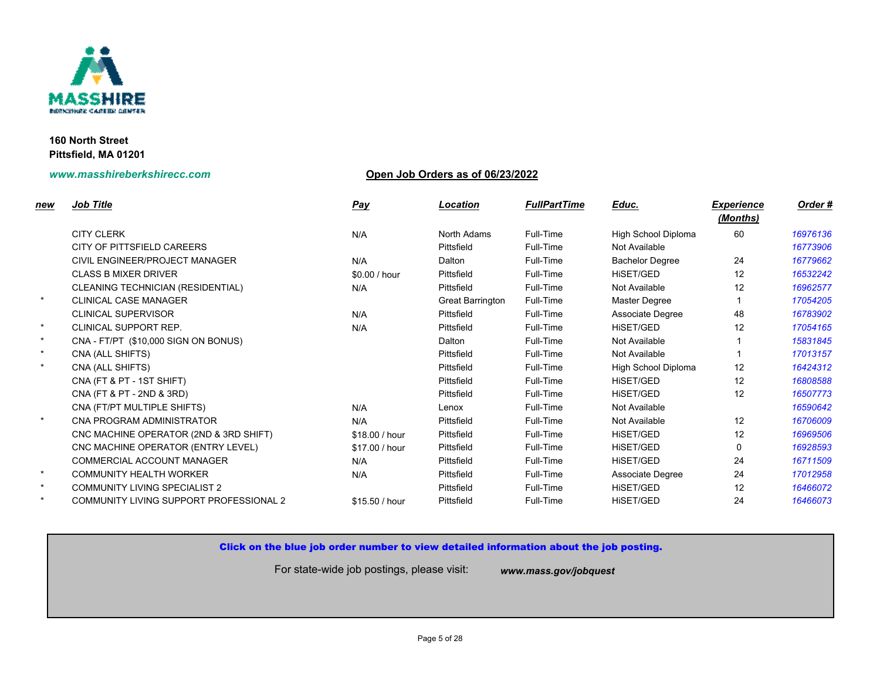**160 North Street**
**Pittsfield, MA 01201**

***www.masshireberkshirecc.com***

## Open Job Orders as of 06/23/2022

| new | Job Title | Pay | Location | FullPartTime | Educ. | Experience (Months) | Order # |
|---|---|---|---|---|---|---|---|
| | CITY CLERK | N/A | North Adams | Full-Time | High School Diploma | 60 | 16976136 |
| | CITY OF PITTSFIELD CAREERS | | Pittsfield | Full-Time | Not Available | | 16773906 |
| | CIVIL ENGINEER/PROJECT MANAGER | N/A | Dalton | Full-Time | Bachelor Degree | 24 | 16779662 |
| | CLASS B MIXER DRIVER | $0.00 / hour | Pittsfield | Full-Time | HiSET/GED | 12 | 16532242 |
| | CLEANING TECHNICIAN (RESIDENTIAL) | N/A | Pittsfield | Full-Time | Not Available | 12 | 16962577 |
| * | CLINICAL CASE MANAGER | | Great Barrington | Full-Time | Master Degree | 1 | 17054205 |
| | CLINICAL SUPERVISOR | N/A | Pittsfield | Full-Time | Associate Degree | 48 | 16783902 |
| * | CLINICAL SUPPORT REP. | N/A | Pittsfield | Full-Time | HiSET/GED | 12 | 17054165 |
| * | CNA - FT/PT ($10,000 SIGN ON BONUS) | | Dalton | Full-Time | Not Available | 1 | 15831845 |
| * | CNA (ALL SHIFTS) | | Pittsfield | Full-Time | Not Available | 1 | 17013157 |
| * | CNA (ALL SHIFTS) | | Pittsfield | Full-Time | High School Diploma | 12 | 16424312 |
| | CNA (FT & PT - 1ST SHIFT) | | Pittsfield | Full-Time | HiSET/GED | 12 | 16808588 |
| | CNA (FT & PT - 2ND & 3RD) | | Pittsfield | Full-Time | HiSET/GED | 12 | 16507773 |
| | CNA (FT/PT MULTIPLE SHIFTS) | N/A | Lenox | Full-Time | Not Available | | 16590642 |
| * | CNA PROGRAM ADMINISTRATOR | N/A | Pittsfield | Full-Time | Not Available | 12 | 16706009 |
| | CNC MACHINE OPERATOR (2ND & 3RD SHIFT) | $18.00 / hour | Pittsfield | Full-Time | HiSET/GED | 12 | 16969506 |
| | CNC MACHINE OPERATOR (ENTRY LEVEL) | $17.00 / hour | Pittsfield | Full-Time | HiSET/GED | 0 | 16928593 |
| | COMMERCIAL ACCOUNT MANAGER | N/A | Pittsfield | Full-Time | HiSET/GED | 24 | 16711509 |
| * | COMMUNITY HEALTH WORKER | N/A | Pittsfield | Full-Time | Associate Degree | 24 | 17012958 |
| * | COMMUNITY LIVING SPECIALIST 2 | | Pittsfield | Full-Time | HiSET/GED | 12 | 16466072 |
| * | COMMUNITY LIVING SUPPORT PROFESSIONAL 2 | $15.50 / hour | Pittsfield | Full-Time | HiSET/GED | 24 | 16466073 |

**Click on the blue job order number to view detailed information about the job posting.**

For state-wide job postings, please visit: ***www.mass.gov/jobquest***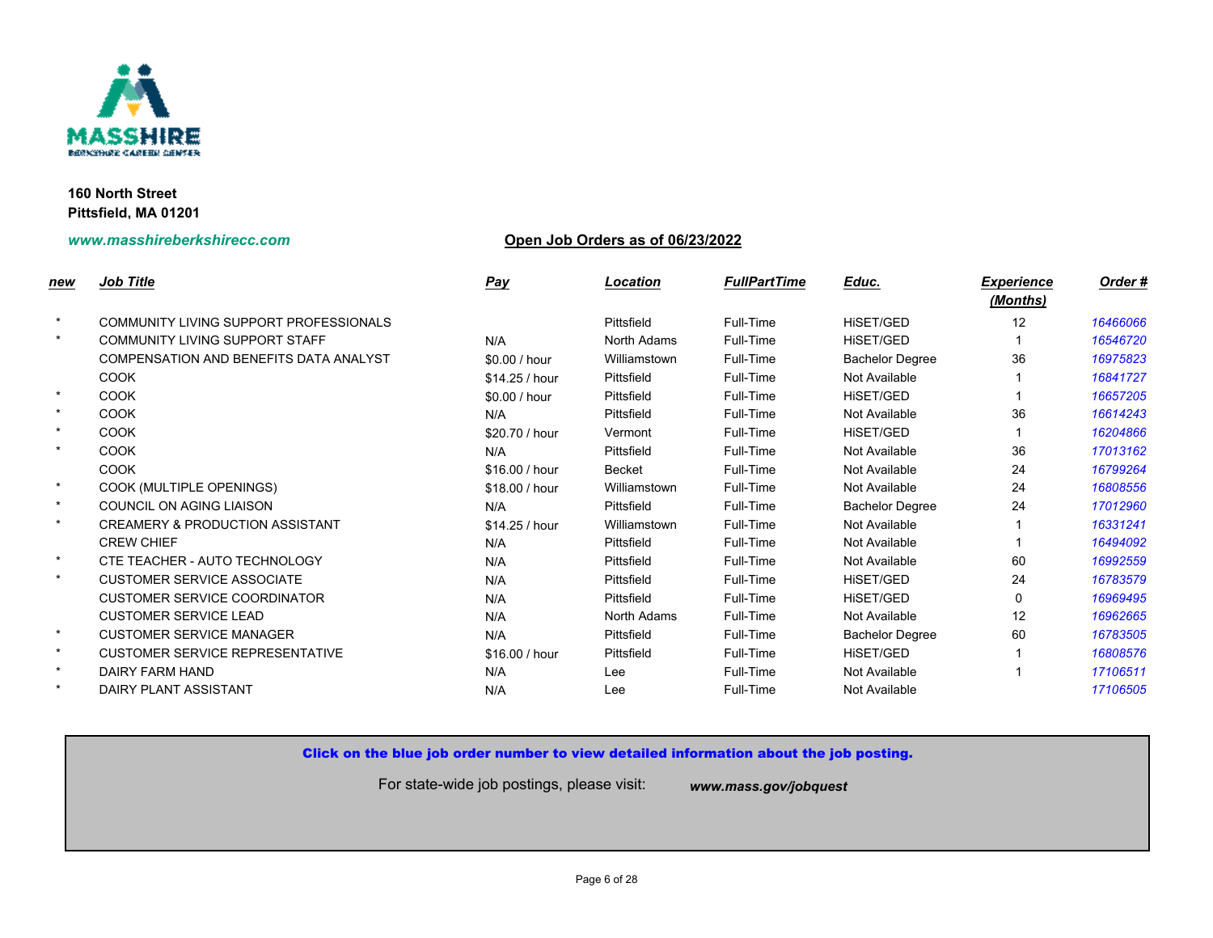MASSHIRE
BERKSHIRE CAREER CENTER

**160 North Street**
**Pittsfield, MA 01201**

***www.masshireberkshirecc.com***

## Open Job Orders as of 06/23/2022

| *new* | *Job Title* | *Pay* | *Location* | *FullPartTime* | *Educ.* | *Experience (Months)* | *Order #* |
|---|---|---|---|---|---|---|---|
| * | COMMUNITY LIVING SUPPORT PROFESSIONALS | | Pittsfield | Full-Time | HiSET/GED | 12 | 16466066 |
| * | COMMUNITY LIVING SUPPORT STAFF | N/A | North Adams | Full-Time | HiSET/GED | 1 | 16546720 |
| | COMPENSATION AND BENEFITS DATA ANALYST | $0.00 / hour | Williamstown | Full-Time | Bachelor Degree | 36 | 16975823 |
| | COOK | $14.25 / hour | Pittsfield | Full-Time | Not Available | 1 | 16841727 |
| * | COOK | $0.00 / hour | Pittsfield | Full-Time | HiSET/GED | 1 | 16657205 |
| * | COOK | N/A | Pittsfield | Full-Time | Not Available | 36 | 16614243 |
| * | COOK | $20.70 / hour | Vermont | Full-Time | HiSET/GED | 1 | 16204866 |
| * | COOK | N/A | Pittsfield | Full-Time | Not Available | 36 | 17013162 |
| | COOK | $16.00 / hour | Becket | Full-Time | Not Available | 24 | 16799264 |
| * | COOK (MULTIPLE OPENINGS) | $18.00 / hour | Williamstown | Full-Time | Not Available | 24 | 16808556 |
| * | COUNCIL ON AGING LIAISON | N/A | Pittsfield | Full-Time | Bachelor Degree | 24 | 17012960 |
| * | CREAMERY & PRODUCTION ASSISTANT | $14.25 / hour | Williamstown | Full-Time | Not Available | 1 | 16331241 |
| | CREW CHIEF | N/A | Pittsfield | Full-Time | Not Available | 1 | 16494092 |
| * | CTE TEACHER - AUTO TECHNOLOGY | N/A | Pittsfield | Full-Time | Not Available | 60 | 16992559 |
| * | CUSTOMER SERVICE ASSOCIATE | N/A | Pittsfield | Full-Time | HiSET/GED | 24 | 16783579 |
| | CUSTOMER SERVICE COORDINATOR | N/A | Pittsfield | Full-Time | HiSET/GED | 0 | 16969495 |
| | CUSTOMER SERVICE LEAD | N/A | North Adams | Full-Time | Not Available | 12 | 16962665 |
| * | CUSTOMER SERVICE MANAGER | N/A | Pittsfield | Full-Time | Bachelor Degree | 60 | 16783505 |
| * | CUSTOMER SERVICE REPRESENTATIVE | $16.00 / hour | Pittsfield | Full-Time | HiSET/GED | 1 | 16808576 |
| * | DAIRY FARM HAND | N/A | Lee | Full-Time | Not Available | 1 | 17106511 |
| * | DAIRY PLANT ASSISTANT | N/A | Lee | Full-Time | Not Available | | 17106505 |

**Click on the blue job order number to view detailed information about the job posting.**

For state-wide job postings, please visit: ***www.mass.gov/jobquest***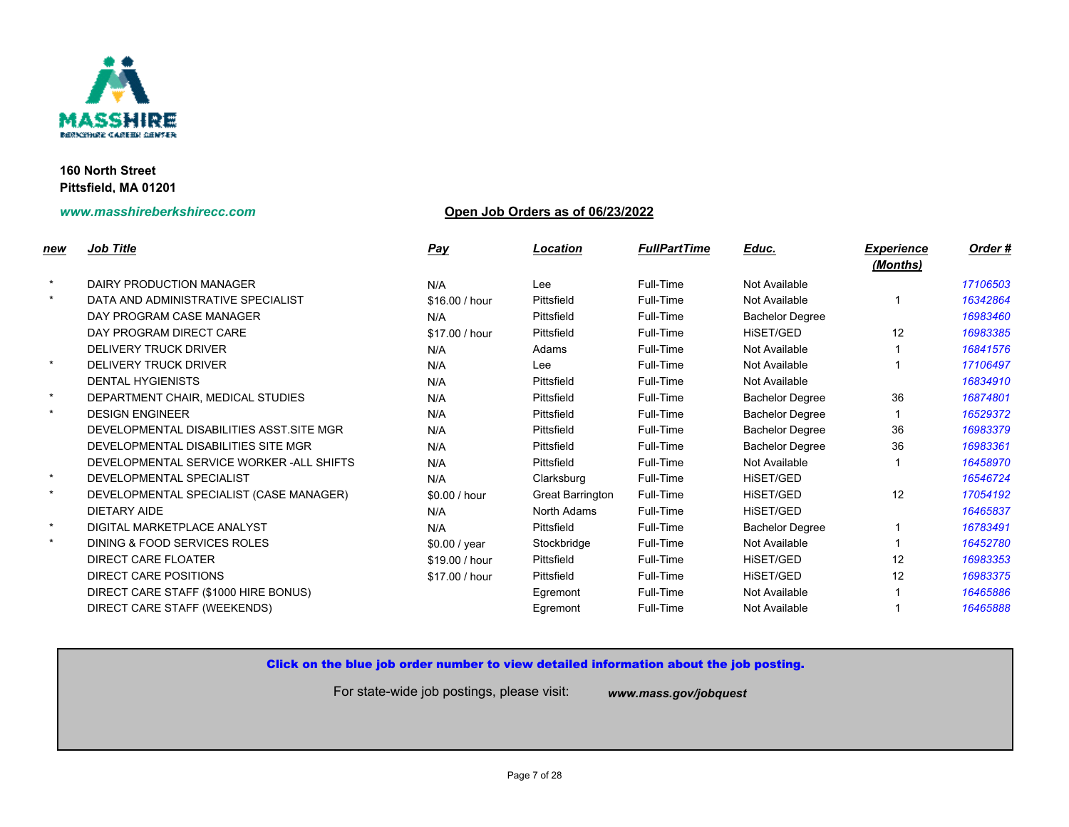**160 North Street**
**Pittsfield, MA 01201**

*www.masshireberkshirecc.com*

## Open Job Orders as of 06/23/2022

| new | Job Title | Pay | Location | FullPartTime | Educ. | Experience (Months) | Order # |
|---|---|---|---|---|---|---|---|
| * | DAIRY PRODUCTION MANAGER | N/A | Lee | Full-Time | Not Available | | 17106503 |
| * | DATA AND ADMINISTRATIVE SPECIALIST | $16.00 / hour | Pittsfield | Full-Time | Not Available | 1 | 16342864 |
| | DAY PROGRAM CASE MANAGER | N/A | Pittsfield | Full-Time | Bachelor Degree | | 16983460 |
| | DAY PROGRAM DIRECT CARE | $17.00 / hour | Pittsfield | Full-Time | HiSET/GED | 12 | 16983385 |
| | DELIVERY TRUCK DRIVER | N/A | Adams | Full-Time | Not Available | 1 | 16841576 |
| * | DELIVERY TRUCK DRIVER | N/A | Lee | Full-Time | Not Available | 1 | 17106497 |
| | DENTAL HYGIENISTS | N/A | Pittsfield | Full-Time | Not Available | | 16834910 |
| * | DEPARTMENT CHAIR, MEDICAL STUDIES | N/A | Pittsfield | Full-Time | Bachelor Degree | 36 | 16874801 |
| * | DESIGN ENGINEER | N/A | Pittsfield | Full-Time | Bachelor Degree | 1 | 16529372 |
| | DEVELOPMENTAL DISABILITIES ASST.SITE MGR | N/A | Pittsfield | Full-Time | Bachelor Degree | 36 | 16983379 |
| | DEVELOPMENTAL DISABILITIES SITE MGR | N/A | Pittsfield | Full-Time | Bachelor Degree | 36 | 16983361 |
| | DEVELOPMENTAL SERVICE WORKER -ALL SHIFTS | N/A | Pittsfield | Full-Time | Not Available | 1 | 16458970 |
| * | DEVELOPMENTAL SPECIALIST | N/A | Clarksburg | Full-Time | HiSET/GED | | 16546724 |
| * | DEVELOPMENTAL SPECIALIST (CASE MANAGER) | $0.00 / hour | Great Barrington | Full-Time | HiSET/GED | 12 | 17054192 |
| | DIETARY AIDE | N/A | North Adams | Full-Time | HiSET/GED | | 16465837 |
| * | DIGITAL MARKETPLACE ANALYST | N/A | Pittsfield | Full-Time | Bachelor Degree | 1 | 16783491 |
| * | DINING & FOOD SERVICES ROLES | $0.00 / year | Stockbridge | Full-Time | Not Available | 1 | 16452780 |
| | DIRECT CARE FLOATER | $19.00 / hour | Pittsfield | Full-Time | HiSET/GED | 12 | 16983353 |
| | DIRECT CARE POSITIONS | $17.00 / hour | Pittsfield | Full-Time | HiSET/GED | 12 | 16983375 |
| | DIRECT CARE STAFF ($1000 HIRE BONUS) | | Egremont | Full-Time | Not Available | 1 | 16465886 |
| | DIRECT CARE STAFF (WEEKENDS) | | Egremont | Full-Time | Not Available | 1 | 16465888 |

**Click on the blue job order number to view detailed information about the job posting.**

For state-wide job postings, please visit: ***www.mass.gov/jobquest***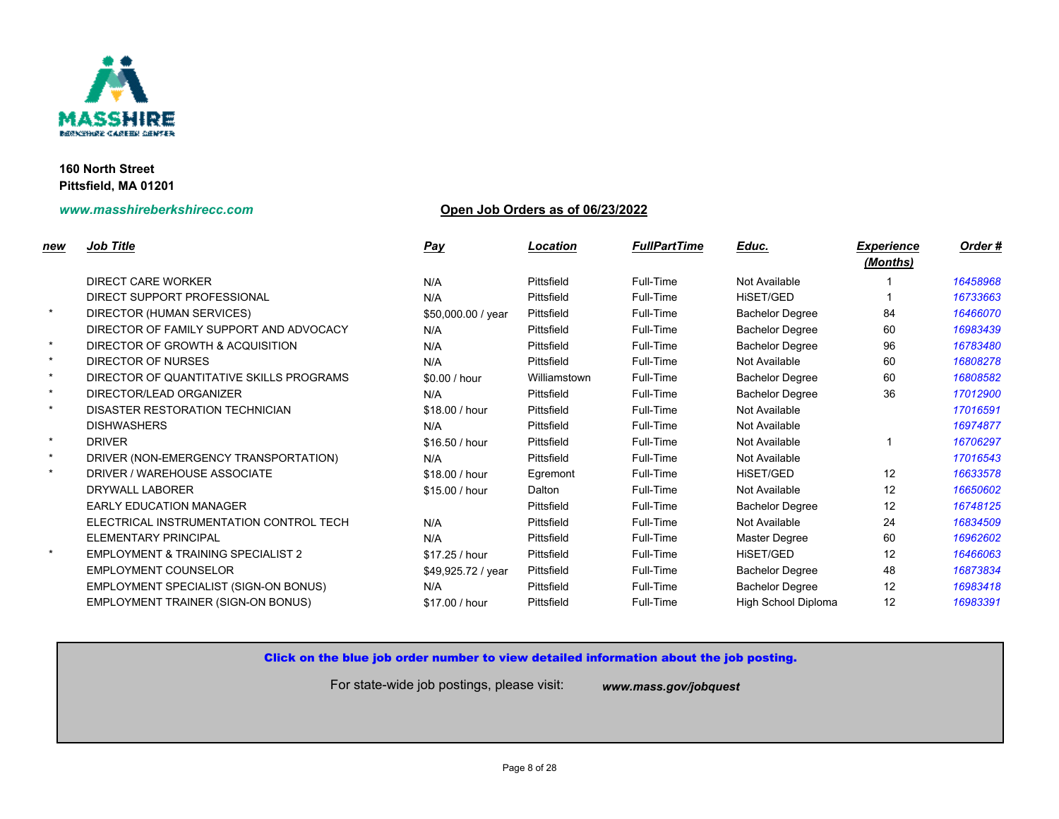**160 North Street**
**Pittsfield, MA 01201**

***www.masshireberkshirecc.com***

## Open Job Orders as of 06/23/2022

| new | Job Title | Pay | Location | FullPartTime | Educ. | Experience (Months) | Order # |
|---|---|---|---|---|---|---|---|
| | DIRECT CARE WORKER | N/A | Pittsfield | Full-Time | Not Available | 1 | 16458968 |
| | DIRECT SUPPORT PROFESSIONAL | N/A | Pittsfield | Full-Time | HiSET/GED | 1 | 16733663 |
| * | DIRECTOR (HUMAN SERVICES) | $50,000.00 / year | Pittsfield | Full-Time | Bachelor Degree | 84 | 16466070 |
| | DIRECTOR OF FAMILY SUPPORT AND ADVOCACY | N/A | Pittsfield | Full-Time | Bachelor Degree | 60 | 16983439 |
| * | DIRECTOR OF GROWTH & ACQUISITION | N/A | Pittsfield | Full-Time | Bachelor Degree | 96 | 16783480 |
| * | DIRECTOR OF NURSES | N/A | Pittsfield | Full-Time | Not Available | 60 | 16808278 |
| * | DIRECTOR OF QUANTITATIVE SKILLS PROGRAMS | $0.00 / hour | Williamstown | Full-Time | Bachelor Degree | 60 | 16808582 |
| * | DIRECTOR/LEAD ORGANIZER | N/A | Pittsfield | Full-Time | Bachelor Degree | 36 | 17012900 |
| * | DISASTER RESTORATION TECHNICIAN | $18.00 / hour | Pittsfield | Full-Time | Not Available | | 17016591 |
| | DISHWASHERS | N/A | Pittsfield | Full-Time | Not Available | | 16974877 |
| * | DRIVER | $16.50 / hour | Pittsfield | Full-Time | Not Available | 1 | 16706297 |
| * | DRIVER (NON-EMERGENCY TRANSPORTATION) | N/A | Pittsfield | Full-Time | Not Available | | 17016543 |
| * | DRIVER / WAREHOUSE ASSOCIATE | $18.00 / hour | Egremont | Full-Time | HiSET/GED | 12 | 16633578 |
| | DRYWALL LABORER | $15.00 / hour | Dalton | Full-Time | Not Available | 12 | 16650602 |
| | EARLY EDUCATION MANAGER | | Pittsfield | Full-Time | Bachelor Degree | 12 | 16748125 |
| | ELECTRICAL INSTRUMENTATION CONTROL TECH | N/A | Pittsfield | Full-Time | Not Available | 24 | 16834509 |
| | ELEMENTARY PRINCIPAL | N/A | Pittsfield | Full-Time | Master Degree | 60 | 16962602 |
| * | EMPLOYMENT & TRAINING SPECIALIST 2 | $17.25 / hour | Pittsfield | Full-Time | HiSET/GED | 12 | 16466063 |
| | EMPLOYMENT COUNSELOR | $49,925.72 / year | Pittsfield | Full-Time | Bachelor Degree | 48 | 16873834 |
| | EMPLOYMENT SPECIALIST (SIGN-ON BONUS) | N/A | Pittsfield | Full-Time | Bachelor Degree | 12 | 16983418 |
| | EMPLOYMENT TRAINER (SIGN-ON BONUS) | $17.00 / hour | Pittsfield | Full-Time | High School Diploma | 12 | 16983391 |

**Click on the blue job order number to view detailed information about the job posting.**

For state-wide job postings, please visit: ***www.mass.gov/jobquest***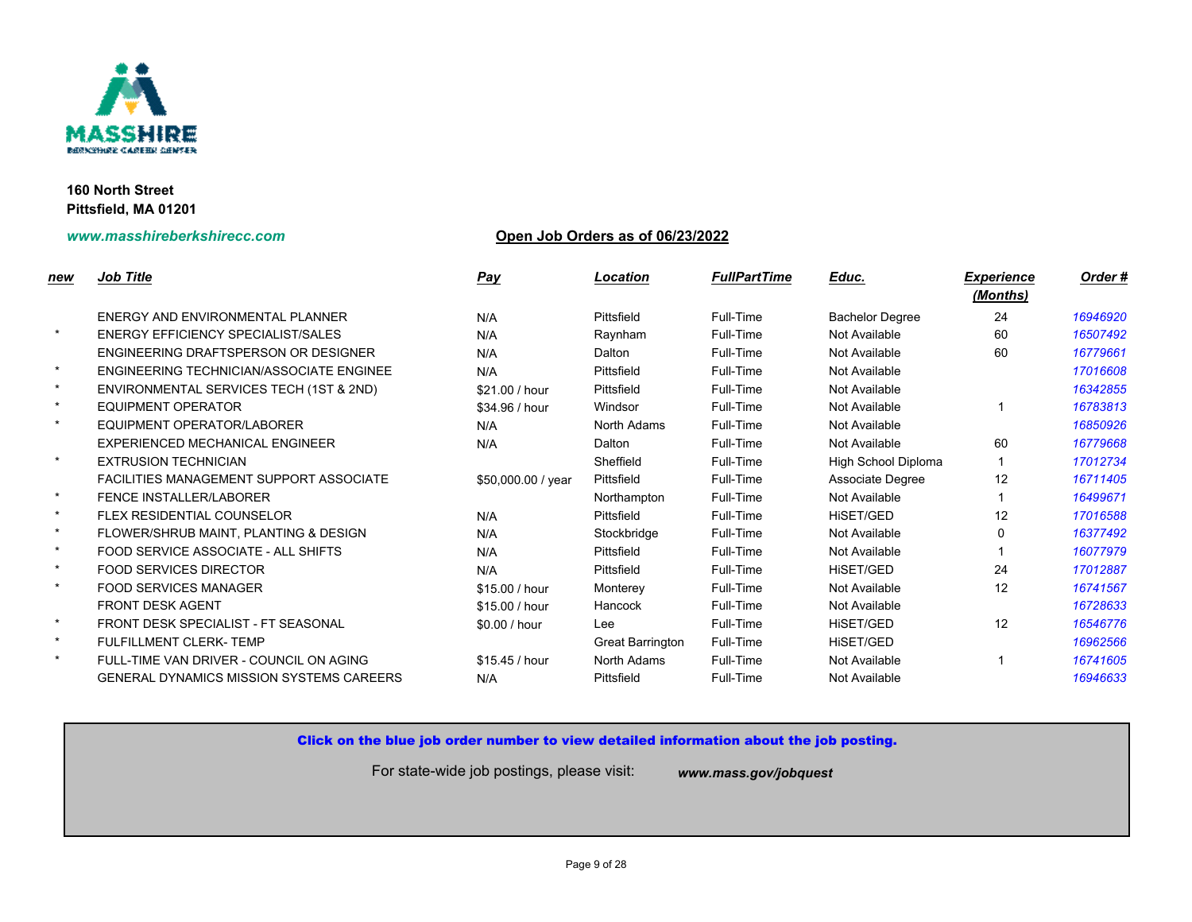MASSHIRE
BERKSHIRE CAREER CENTER

**160 North Street**
**Pittsfield, MA 01201**

*www.masshireberkshirecc.com*

## Open Job Orders as of 06/23/2022

| new | Job Title | Pay | Location | FullPartTime | Educ. | Experience (Months) | Order # |
|---|---|---|---|---|---|---|---|
| | ENERGY AND ENVIRONMENTAL PLANNER | N/A | Pittsfield | Full-Time | Bachelor Degree | 24 | 16946920 |
| * | ENERGY EFFICIENCY SPECIALIST/SALES | N/A | Raynham | Full-Time | Not Available | 60 | 16507492 |
| | ENGINEERING DRAFTSPERSON OR DESIGNER | N/A | Dalton | Full-Time | Not Available | 60 | 16779661 |
| * | ENGINEERING TECHNICIAN/ASSOCIATE ENGINEE | N/A | Pittsfield | Full-Time | Not Available | | 17016608 |
| * | ENVIRONMENTAL SERVICES TECH (1ST & 2ND) | $21.00 / hour | Pittsfield | Full-Time | Not Available | | 16342855 |
| * | EQUIPMENT OPERATOR | $34.96 / hour | Windsor | Full-Time | Not Available | 1 | 16783813 |
| * | EQUIPMENT OPERATOR/LABORER | N/A | North Adams | Full-Time | Not Available | | 16850926 |
| | EXPERIENCED MECHANICAL ENGINEER | N/A | Dalton | Full-Time | Not Available | 60 | 16779668 |
| * | EXTRUSION TECHNICIAN | | Sheffield | Full-Time | High School Diploma | 1 | 17012734 |
| | FACILITIES MANAGEMENT SUPPORT ASSOCIATE | $50,000.00 / year | Pittsfield | Full-Time | Associate Degree | 12 | 16711405 |
| * | FENCE INSTALLER/LABORER | | Northampton | Full-Time | Not Available | 1 | 16499671 |
| * | FLEX RESIDENTIAL COUNSELOR | N/A | Pittsfield | Full-Time | HiSET/GED | 12 | 17016588 |
| * | FLOWER/SHRUB MAINT, PLANTING & DESIGN | N/A | Stockbridge | Full-Time | Not Available | 0 | 16377492 |
| * | FOOD SERVICE ASSOCIATE - ALL SHIFTS | N/A | Pittsfield | Full-Time | Not Available | 1 | 16077979 |
| * | FOOD SERVICES DIRECTOR | N/A | Pittsfield | Full-Time | HiSET/GED | 24 | 17012887 |
| * | FOOD SERVICES MANAGER | $15.00 / hour | Monterey | Full-Time | Not Available | 12 | 16741567 |
| | FRONT DESK AGENT | $15.00 / hour | Hancock | Full-Time | Not Available | | 16728633 |
| * | FRONT DESK SPECIALIST - FT SEASONAL | $0.00 / hour | Lee | Full-Time | HiSET/GED | 12 | 16546776 |
| * | FULFILLMENT CLERK- TEMP | | Great Barrington | Full-Time | HiSET/GED | | 16962566 |
| * | FULL-TIME VAN DRIVER - COUNCIL ON AGING | $15.45 / hour | North Adams | Full-Time | Not Available | 1 | 16741605 |
| | GENERAL DYNAMICS MISSION SYSTEMS CAREERS | N/A | Pittsfield | Full-Time | Not Available | | 16946633 |

**Click on the blue job order number to view detailed information about the job posting.**

For state-wide job postings, please visit: ***www.mass.gov/jobquest***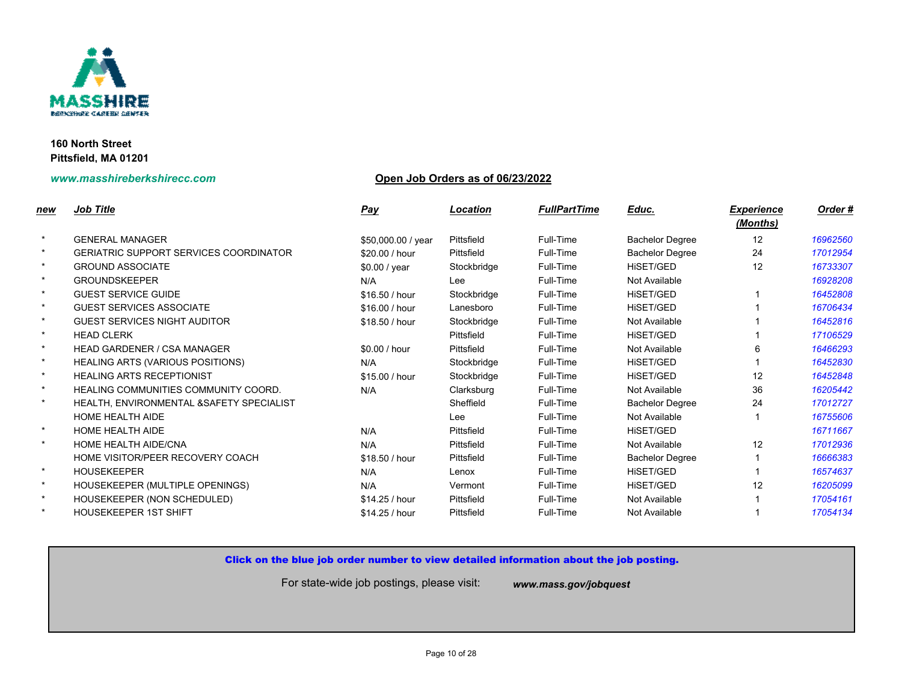**160 North Street**
**Pittsfield, MA 01201**

***www.masshireberkshirecc.com***

**Open Job Orders as of 06/23/2022**

| new | Job Title | Pay | Location | FullPartTime | Educ. | Experience (Months) | Order # |
|---|---|---|---|---|---|---|---|
| * | GENERAL MANAGER | $50,000.00 / year | Pittsfield | Full-Time | Bachelor Degree | 12 | 16962560 |
| * | GERIATRIC SUPPORT SERVICES COORDINATOR | $20.00 / hour | Pittsfield | Full-Time | Bachelor Degree | 24 | 17012954 |
| * | GROUND ASSOCIATE | $0.00 / year | Stockbridge | Full-Time | HiSET/GED | 12 | 16733307 |
| * | GROUNDSKEEPER | N/A | Lee | Full-Time | Not Available | | 16928208 |
| * | GUEST SERVICE GUIDE | $16.50 / hour | Stockbridge | Full-Time | HiSET/GED | 1 | 16452808 |
| * | GUEST SERVICES ASSOCIATE | $16.00 / hour | Lanesboro | Full-Time | HiSET/GED | 1 | 16706434 |
| * | GUEST SERVICES NIGHT AUDITOR | $18.50 / hour | Stockbridge | Full-Time | Not Available | 1 | 16452816 |
| * | HEAD CLERK | | Pittsfield | Full-Time | HiSET/GED | 1 | 17106529 |
| * | HEAD GARDENER / CSA MANAGER | $0.00 / hour | Pittsfield | Full-Time | Not Available | 6 | 16466293 |
| * | HEALING ARTS (VARIOUS POSITIONS) | N/A | Stockbridge | Full-Time | HiSET/GED | 1 | 16452830 |
| * | HEALING ARTS RECEPTIONIST | $15.00 / hour | Stockbridge | Full-Time | HiSET/GED | 12 | 16452848 |
| * | HEALING COMMUNITIES COMMUNITY COORD. | N/A | Clarksburg | Full-Time | Not Available | 36 | 16205442 |
| * | HEALTH, ENVIRONMENTAL &SAFETY SPECIALIST | | Sheffield | Full-Time | Bachelor Degree | 24 | 17012727 |
| | HOME HEALTH AIDE | | Lee | Full-Time | Not Available | 1 | 16755606 |
| * | HOME HEALTH AIDE | N/A | Pittsfield | Full-Time | HiSET/GED | | 16711667 |
| * | HOME HEALTH AIDE/CNA | N/A | Pittsfield | Full-Time | Not Available | 12 | 17012936 |
| | HOME VISITOR/PEER RECOVERY COACH | $18.50 / hour | Pittsfield | Full-Time | Bachelor Degree | 1 | 16666383 |
| * | HOUSEKEEPER | N/A | Lenox | Full-Time | HiSET/GED | 1 | 16574637 |
| * | HOUSEKEEPER (MULTIPLE OPENINGS) | N/A | Vermont | Full-Time | HiSET/GED | 12 | 16205099 |
| * | HOUSEKEEPER (NON SCHEDULED) | $14.25 / hour | Pittsfield | Full-Time | Not Available | 1 | 17054161 |
| * | HOUSEKEEPER 1ST SHIFT | $14.25 / hour | Pittsfield | Full-Time | Not Available | 1 | 17054134 |

**Click on the blue job order number to view detailed information about the job posting.**

For state-wide job postings, please visit: ***www.mass.gov/jobquest***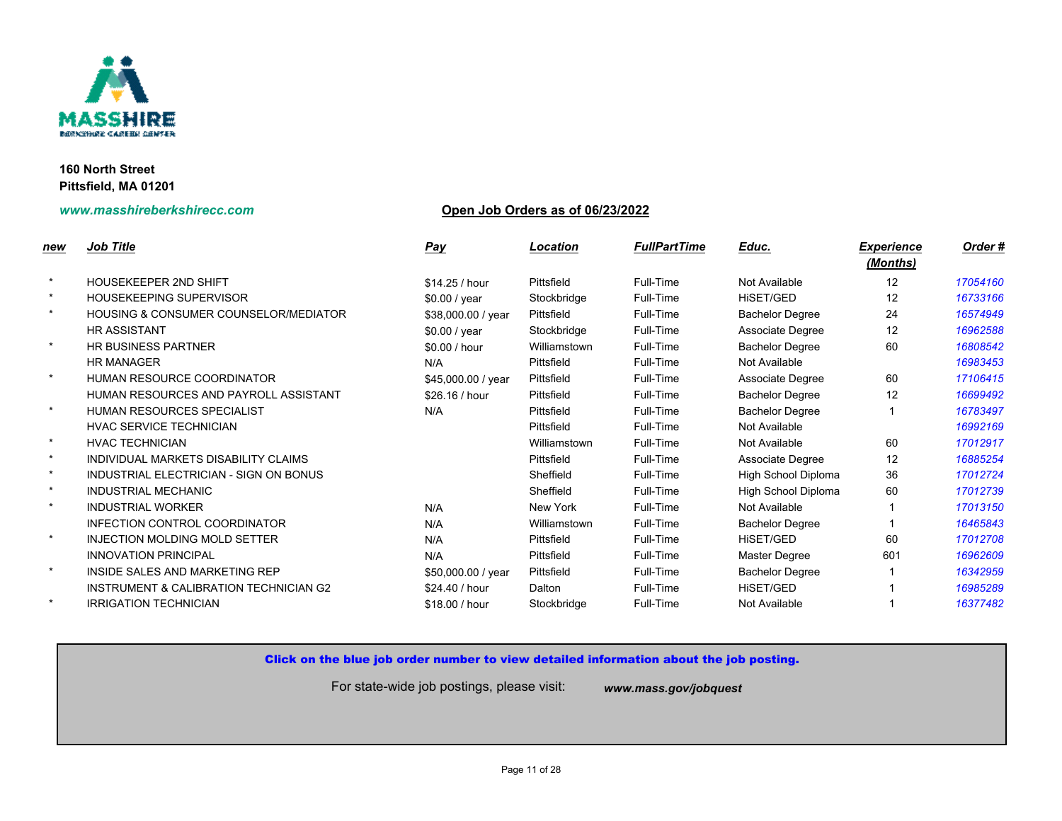**160 North Street**
**Pittsfield, MA 01201**

*www.masshireberkshirecc.com*

## Open Job Orders as of 06/23/2022

| new | Job Title | Pay | Location | FullPartTime | Educ. | Experience (Months) | Order # |
|---|---|---|---|---|---|---|---|
| * | HOUSEKEEPER 2ND SHIFT | $14.25 / hour | Pittsfield | Full-Time | Not Available | 12 | 17054160 |
| * | HOUSEKEEPING SUPERVISOR | $0.00 / year | Stockbridge | Full-Time | HiSET/GED | 12 | 16733166 |
| * | HOUSING & CONSUMER COUNSELOR/MEDIATOR | $38,000.00 / year | Pittsfield | Full-Time | Bachelor Degree | 24 | 16574949 |
| | HR ASSISTANT | $0.00 / year | Stockbridge | Full-Time | Associate Degree | 12 | 16962588 |
| * | HR BUSINESS PARTNER | $0.00 / hour | Williamstown | Full-Time | Bachelor Degree | 60 | 16808542 |
| | HR MANAGER | N/A | Pittsfield | Full-Time | Not Available | | 16983453 |
| * | HUMAN RESOURCE COORDINATOR | $45,000.00 / year | Pittsfield | Full-Time | Associate Degree | 60 | 17106415 |
| | HUMAN RESOURCES AND PAYROLL ASSISTANT | $26.16 / hour | Pittsfield | Full-Time | Bachelor Degree | 12 | 16699492 |
| * | HUMAN RESOURCES SPECIALIST | N/A | Pittsfield | Full-Time | Bachelor Degree | 1 | 16783497 |
| | HVAC SERVICE TECHNICIAN | | Pittsfield | Full-Time | Not Available | | 16992169 |
| * | HVAC TECHNICIAN | | Williamstown | Full-Time | Not Available | 60 | 17012917 |
| * | INDIVIDUAL MARKETS DISABILITY CLAIMS | | Pittsfield | Full-Time | Associate Degree | 12 | 16885254 |
| * | INDUSTRIAL ELECTRICIAN - SIGN ON BONUS | | Sheffield | Full-Time | High School Diploma | 36 | 17012724 |
| * | INDUSTRIAL MECHANIC | | Sheffield | Full-Time | High School Diploma | 60 | 17012739 |
| * | INDUSTRIAL WORKER | N/A | New York | Full-Time | Not Available | 1 | 17013150 |
| | INFECTION CONTROL COORDINATOR | N/A | Williamstown | Full-Time | Bachelor Degree | 1 | 16465843 |
| * | INJECTION MOLDING MOLD SETTER | N/A | Pittsfield | Full-Time | HiSET/GED | 60 | 17012708 |
| | INNOVATION PRINCIPAL | N/A | Pittsfield | Full-Time | Master Degree | 601 | 16962609 |
| * | INSIDE SALES AND MARKETING REP | $50,000.00 / year | Pittsfield | Full-Time | Bachelor Degree | 1 | 16342959 |
| | INSTRUMENT & CALIBRATION TECHNICIAN G2 | $24.40 / hour | Dalton | Full-Time | HiSET/GED | 1 | 16985289 |
| * | IRRIGATION TECHNICIAN | $18.00 / hour | Stockbridge | Full-Time | Not Available | 1 | 16377482 |

**Click on the blue job order number to view detailed information about the job posting.**

For state-wide job postings, please visit: ***www.mass.gov/jobquest***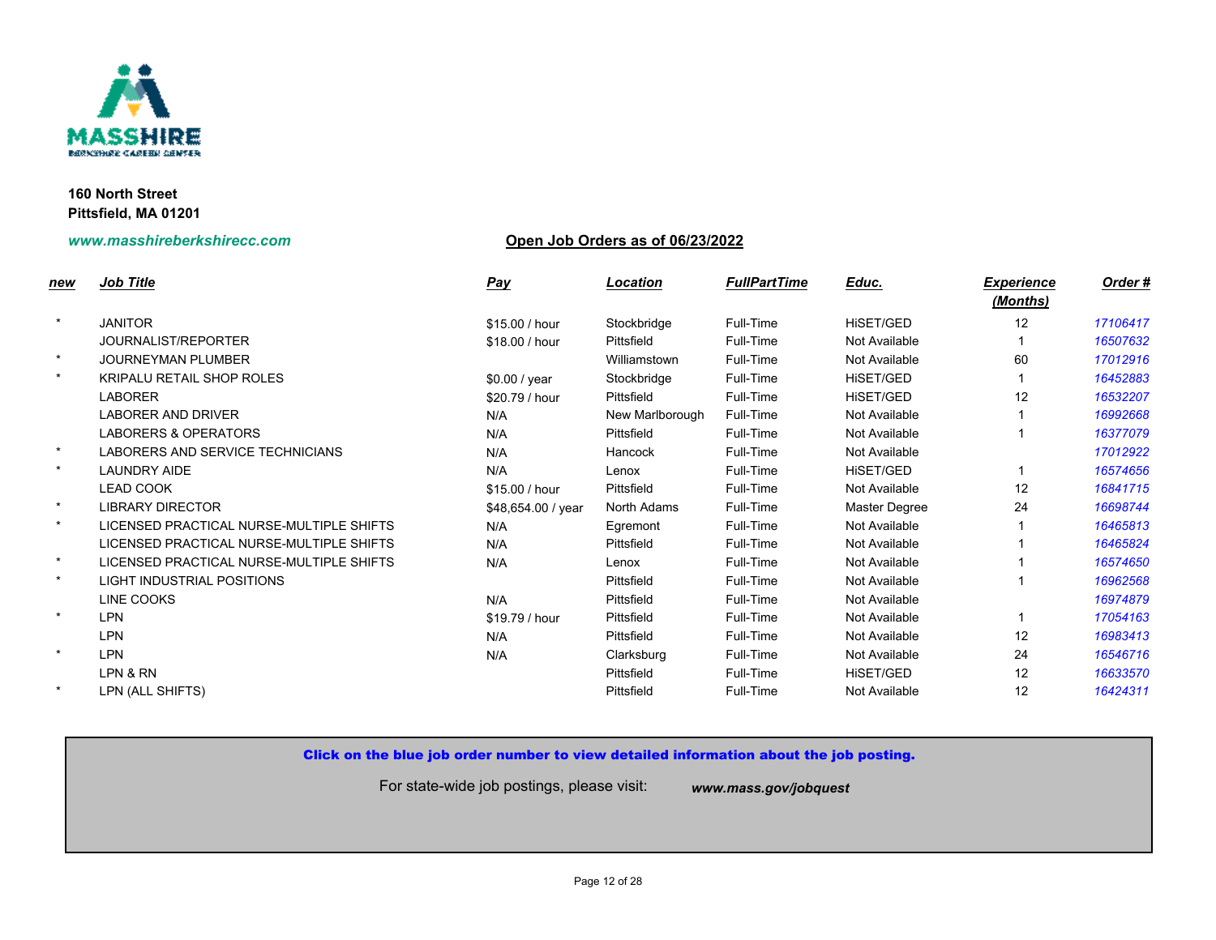MASSHIRE
BERKSHIRE CAREER CENTER

**160 North Street**
**Pittsfield, MA 01201**

***www.masshireberkshirecc.com***

## Open Job Orders as of 06/23/2022

| new | Job Title | Pay | Location | FullPartTime | Educ. | Experience (Months) | Order # |
|---|---|---|---|---|---|---|---|
| * | JANITOR | $15.00 / hour | Stockbridge | Full-Time | HiSET/GED | 12 | 17106417 |
| | JOURNALIST/REPORTER | $18.00 / hour | Pittsfield | Full-Time | Not Available | 1 | 16507632 |
| * | JOURNEYMAN PLUMBER | | Williamstown | Full-Time | Not Available | 60 | 17012916 |
| * | KRIPALU RETAIL SHOP ROLES | $0.00 / year | Stockbridge | Full-Time | HiSET/GED | 1 | 16452883 |
| | LABORER | $20.79 / hour | Pittsfield | Full-Time | HiSET/GED | 12 | 16532207 |
| | LABORER AND DRIVER | N/A | New Marlborough | Full-Time | Not Available | 1 | 16992668 |
| | LABORERS & OPERATORS | N/A | Pittsfield | Full-Time | Not Available | 1 | 16377079 |
| * | LABORERS AND SERVICE TECHNICIANS | N/A | Hancock | Full-Time | Not Available | | 17012922 |
| * | LAUNDRY AIDE | N/A | Lenox | Full-Time | HiSET/GED | 1 | 16574656 |
| | LEAD COOK | $15.00 / hour | Pittsfield | Full-Time | Not Available | 12 | 16841715 |
| * | LIBRARY DIRECTOR | $48,654.00 / year | North Adams | Full-Time | Master Degree | 24 | 16698744 |
| * | LICENSED PRACTICAL NURSE-MULTIPLE SHIFTS | N/A | Egremont | Full-Time | Not Available | 1 | 16465813 |
| | LICENSED PRACTICAL NURSE-MULTIPLE SHIFTS | N/A | Pittsfield | Full-Time | Not Available | 1 | 16465824 |
| * | LICENSED PRACTICAL NURSE-MULTIPLE SHIFTS | N/A | Lenox | Full-Time | Not Available | 1 | 16574650 |
| * | LIGHT INDUSTRIAL POSITIONS | | Pittsfield | Full-Time | Not Available | 1 | 16962568 |
| | LINE COOKS | N/A | Pittsfield | Full-Time | Not Available | | 16974879 |
| * | LPN | $19.79 / hour | Pittsfield | Full-Time | Not Available | 1 | 17054163 |
| | LPN | N/A | Pittsfield | Full-Time | Not Available | 12 | 16983413 |
| * | LPN | N/A | Clarksburg | Full-Time | Not Available | 24 | 16546716 |
| | LPN & RN | | Pittsfield | Full-Time | HiSET/GED | 12 | 16633570 |
| * | LPN (ALL SHIFTS) | | Pittsfield | Full-Time | Not Available | 12 | 16424311 |

**Click on the blue job order number to view detailed information about the job posting.**

For state-wide job postings, please visit: ***www.mass.gov/jobquest***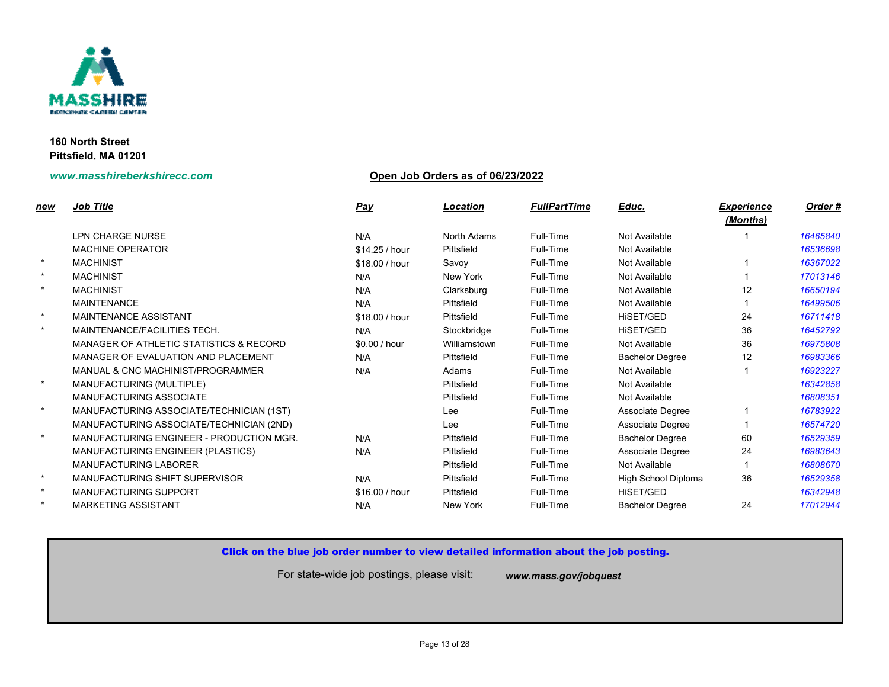**160 North Street**
**Pittsfield, MA 01201**

***www.masshireberkshirecc.com***

## Open Job Orders as of 06/23/2022

| new | Job Title | Pay | Location | FullPartTime | Educ. | Experience (Months) | Order # |
|---|---|---|---|---|---|---|---|
| | LPN CHARGE NURSE | N/A | North Adams | Full-Time | Not Available | 1 | 16465840 |
| | MACHINE OPERATOR | $14.25 / hour | Pittsfield | Full-Time | Not Available | | 16536698 |
| * | MACHINIST | $18.00 / hour | Savoy | Full-Time | Not Available | 1 | 16367022 |
| * | MACHINIST | N/A | New York | Full-Time | Not Available | 1 | 17013146 |
| * | MACHINIST | N/A | Clarksburg | Full-Time | Not Available | 12 | 16650194 |
| | MAINTENANCE | N/A | Pittsfield | Full-Time | Not Available | 1 | 16499506 |
| * | MAINTENANCE ASSISTANT | $18.00 / hour | Pittsfield | Full-Time | HiSET/GED | 24 | 16711418 |
| * | MAINTENANCE/FACILITIES TECH. | N/A | Stockbridge | Full-Time | HiSET/GED | 36 | 16452792 |
| | MANAGER OF ATHLETIC STATISTICS & RECORD | $0.00 / hour | Williamstown | Full-Time | Not Available | 36 | 16975808 |
| | MANAGER OF EVALUATION AND PLACEMENT | N/A | Pittsfield | Full-Time | Bachelor Degree | 12 | 16983366 |
| | MANUAL & CNC MACHINIST/PROGRAMMER | N/A | Adams | Full-Time | Not Available | 1 | 16923227 |
| * | MANUFACTURING (MULTIPLE) | | Pittsfield | Full-Time | Not Available | | 16342858 |
| | MANUFACTURING ASSOCIATE | | Pittsfield | Full-Time | Not Available | | 16808351 |
| * | MANUFACTURING ASSOCIATE/TECHNICIAN (1ST) | | Lee | Full-Time | Associate Degree | 1 | 16783922 |
| | MANUFACTURING ASSOCIATE/TECHNICIAN (2ND) | | Lee | Full-Time | Associate Degree | 1 | 16574720 |
| * | MANUFACTURING ENGINEER - PRODUCTION MGR. | N/A | Pittsfield | Full-Time | Bachelor Degree | 60 | 16529359 |
| | MANUFACTURING ENGINEER (PLASTICS) | N/A | Pittsfield | Full-Time | Associate Degree | 24 | 16983643 |
| | MANUFACTURING LABORER | | Pittsfield | Full-Time | Not Available | 1 | 16808670 |
| * | MANUFACTURING SHIFT SUPERVISOR | N/A | Pittsfield | Full-Time | High School Diploma | 36 | 16529358 |
| * | MANUFACTURING SUPPORT | $16.00 / hour | Pittsfield | Full-Time | HiSET/GED | | 16342948 |
| * | MARKETING ASSISTANT | N/A | New York | Full-Time | Bachelor Degree | 24 | 17012944 |

**Click on the blue job order number to view detailed information about the job posting.**

For state-wide job postings, please visit: ***www.mass.gov/jobquest***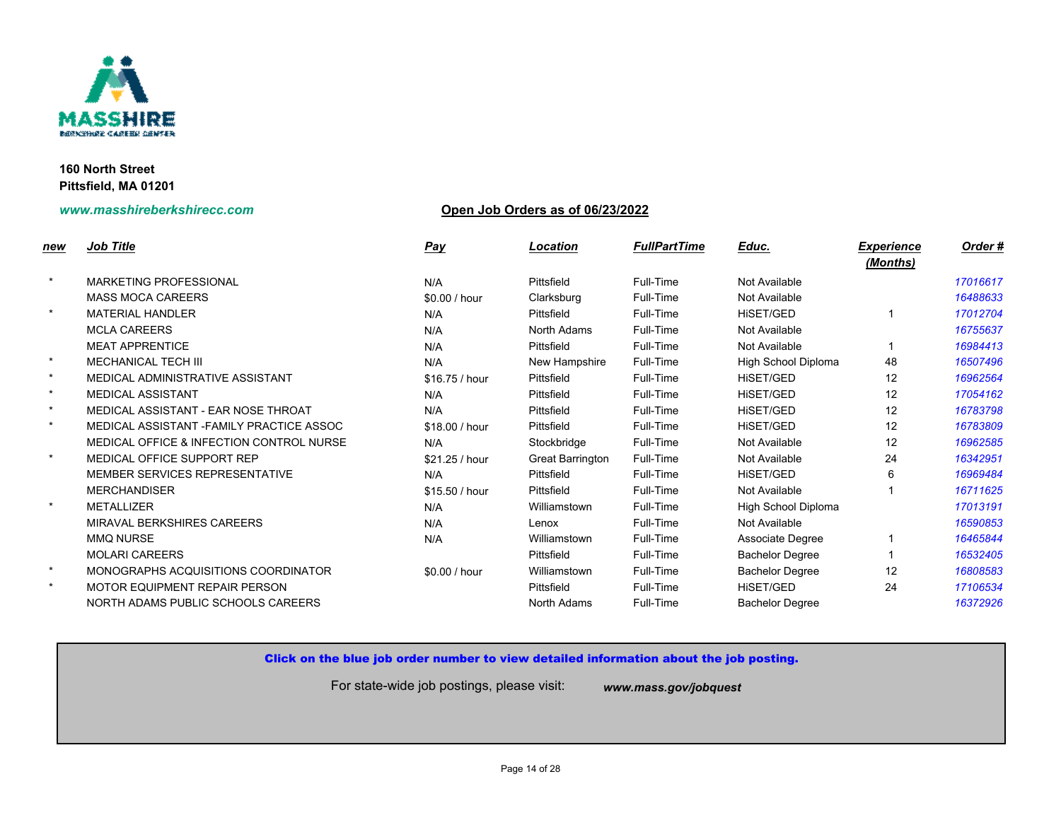**160 North Street**
**Pittsfield, MA 01201**

***www.masshireberkshirecc.com***

## Open Job Orders as of 06/23/2022

| new | Job Title | Pay | Location | FullPartTime | Educ. | Experience (Months) | Order # |
|---|---|---|---|---|---|---|---|
| * | MARKETING PROFESSIONAL | N/A | Pittsfield | Full-Time | Not Available | | 17016617 |
| | MASS MOCA CAREERS | $0.00 / hour | Clarksburg | Full-Time | Not Available | | 16488633 |
| * | MATERIAL HANDLER | N/A | Pittsfield | Full-Time | HiSET/GED | 1 | 17012704 |
| | MCLA CAREERS | N/A | North Adams | Full-Time | Not Available | | 16755637 |
| | MEAT APPRENTICE | N/A | Pittsfield | Full-Time | Not Available | 1 | 16984413 |
| * | MECHANICAL TECH III | N/A | New Hampshire | Full-Time | High School Diploma | 48 | 16507496 |
| * | MEDICAL ADMINISTRATIVE ASSISTANT | $16.75 / hour | Pittsfield | Full-Time | HiSET/GED | 12 | 16962564 |
| * | MEDICAL ASSISTANT | N/A | Pittsfield | Full-Time | HiSET/GED | 12 | 17054162 |
| * | MEDICAL ASSISTANT - EAR NOSE THROAT | N/A | Pittsfield | Full-Time | HiSET/GED | 12 | 16783798 |
| * | MEDICAL ASSISTANT -FAMILY PRACTICE ASSOC | $18.00 / hour | Pittsfield | Full-Time | HiSET/GED | 12 | 16783809 |
| | MEDICAL OFFICE & INFECTION CONTROL NURSE | N/A | Stockbridge | Full-Time | Not Available | 12 | 16962585 |
| * | MEDICAL OFFICE SUPPORT REP | $21.25 / hour | Great Barrington | Full-Time | Not Available | 24 | 16342951 |
| | MEMBER SERVICES REPRESENTATIVE | N/A | Pittsfield | Full-Time | HiSET/GED | 6 | 16969484 |
| | MERCHANDISER | $15.50 / hour | Pittsfield | Full-Time | Not Available | 1 | 16711625 |
| * | METALLIZER | N/A | Williamstown | Full-Time | High School Diploma | | 17013191 |
| | MIRAVAL BERKSHIRES CAREERS | N/A | Lenox | Full-Time | Not Available | | 16590853 |
| | MMQ NURSE | N/A | Williamstown | Full-Time | Associate Degree | 1 | 16465844 |
| | MOLARI CAREERS | | Pittsfield | Full-Time | Bachelor Degree | 1 | 16532405 |
| * | MONOGRAPHS ACQUISITIONS COORDINATOR | $0.00 / hour | Williamstown | Full-Time | Bachelor Degree | 12 | 16808583 |
| * | MOTOR EQUIPMENT REPAIR PERSON | | Pittsfield | Full-Time | HiSET/GED | 24 | 17106534 |
| | NORTH ADAMS PUBLIC SCHOOLS CAREERS | | North Adams | Full-Time | Bachelor Degree | | 16372926 |

**Click on the blue job order number to view detailed information about the job posting.**

For state-wide job postings, please visit: ***www.mass.gov/jobquest***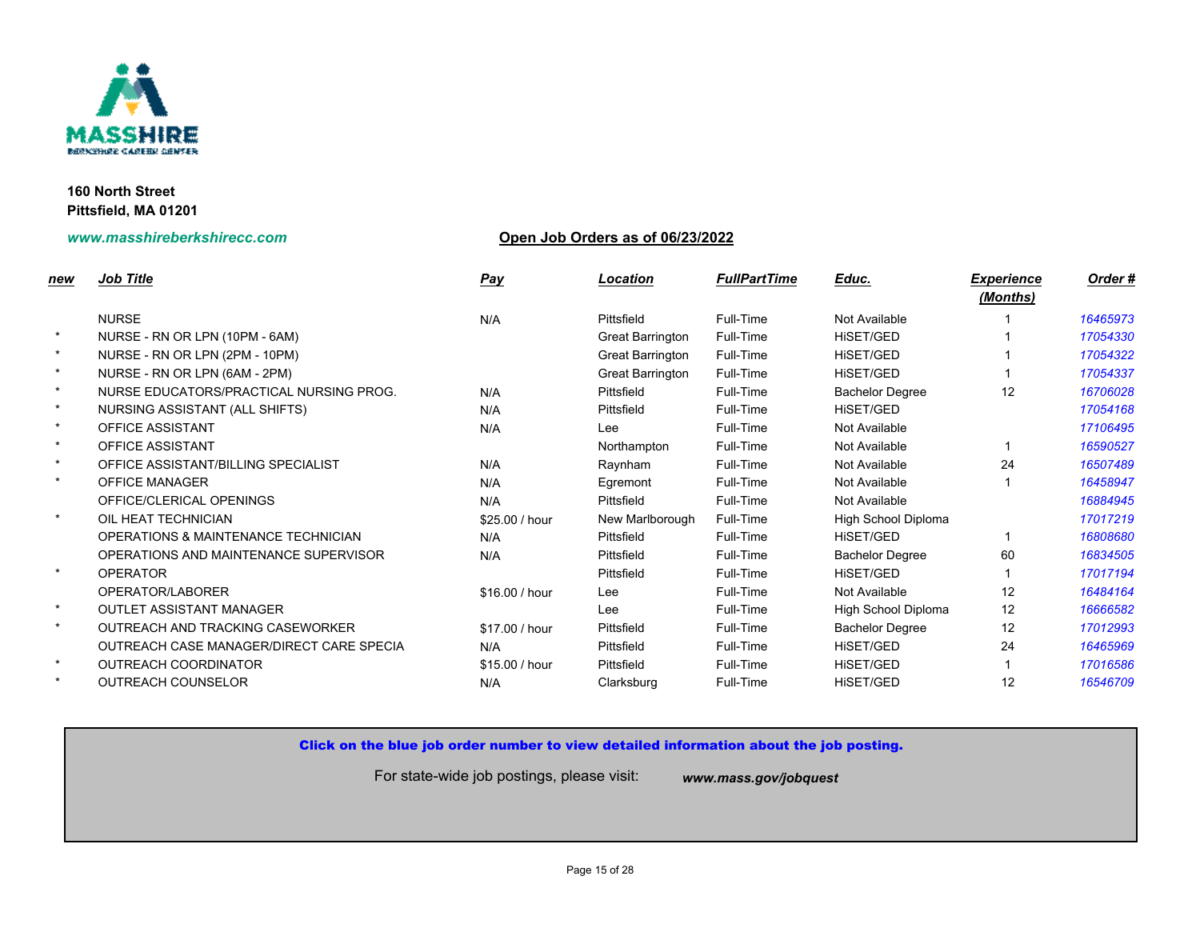MASSHIRE
BERKSHIRE CAREER CENTER

**160 North Street**
**Pittsfield, MA 01201**

***www.masshireberkshirecc.com***

## Open Job Orders as of 06/23/2022

| new | Job Title | Pay | Location | FullPartTime | Educ. | Experience (Months) | Order # |
|---|---|---|---|---|---|---|---|
| | NURSE | N/A | Pittsfield | Full-Time | Not Available | 1 | 16465973 |
| * | NURSE - RN OR LPN (10PM - 6AM) | | Great Barrington | Full-Time | HiSET/GED | 1 | 17054330 |
| * | NURSE - RN OR LPN (2PM - 10PM) | | Great Barrington | Full-Time | HiSET/GED | 1 | 17054322 |
| * | NURSE - RN OR LPN (6AM - 2PM) | | Great Barrington | Full-Time | HiSET/GED | 1 | 17054337 |
| * | NURSE EDUCATORS/PRACTICAL NURSING PROG. | N/A | Pittsfield | Full-Time | Bachelor Degree | 12 | 16706028 |
| * | NURSING ASSISTANT (ALL SHIFTS) | N/A | Pittsfield | Full-Time | HiSET/GED | | 17054168 |
| * | OFFICE ASSISTANT | N/A | Lee | Full-Time | Not Available | | 17106495 |
| * | OFFICE ASSISTANT | | Northampton | Full-Time | Not Available | 1 | 16590527 |
| * | OFFICE ASSISTANT/BILLING SPECIALIST | N/A | Raynham | Full-Time | Not Available | 24 | 16507489 |
| * | OFFICE MANAGER | N/A | Egremont | Full-Time | Not Available | 1 | 16458947 |
| | OFFICE/CLERICAL OPENINGS | N/A | Pittsfield | Full-Time | Not Available | | 16884945 |
| * | OIL HEAT TECHNICIAN | $25.00 / hour | New Marlborough | Full-Time | High School Diploma | | 17017219 |
| | OPERATIONS & MAINTENANCE TECHNICIAN | N/A | Pittsfield | Full-Time | HiSET/GED | 1 | 16808680 |
| | OPERATIONS AND MAINTENANCE SUPERVISOR | N/A | Pittsfield | Full-Time | Bachelor Degree | 60 | 16834505 |
| * | OPERATOR | | Pittsfield | Full-Time | HiSET/GED | 1 | 17017194 |
| | OPERATOR/LABORER | $16.00 / hour | Lee | Full-Time | Not Available | 12 | 16484164 |
| * | OUTLET ASSISTANT MANAGER | | Lee | Full-Time | High School Diploma | 12 | 16666582 |
| * | OUTREACH AND TRACKING CASEWORKER | $17.00 / hour | Pittsfield | Full-Time | Bachelor Degree | 12 | 17012993 |
| | OUTREACH CASE MANAGER/DIRECT CARE SPECIA | N/A | Pittsfield | Full-Time | HiSET/GED | 24 | 16465969 |
| * | OUTREACH COORDINATOR | $15.00 / hour | Pittsfield | Full-Time | HiSET/GED | 1 | 17016586 |
| * | OUTREACH COUNSELOR | N/A | Clarksburg | Full-Time | HiSET/GED | 12 | 16546709 |

**Click on the blue job order number to view detailed information about the job posting.**

For state-wide job postings, please visit: ***www.mass.gov/jobquest***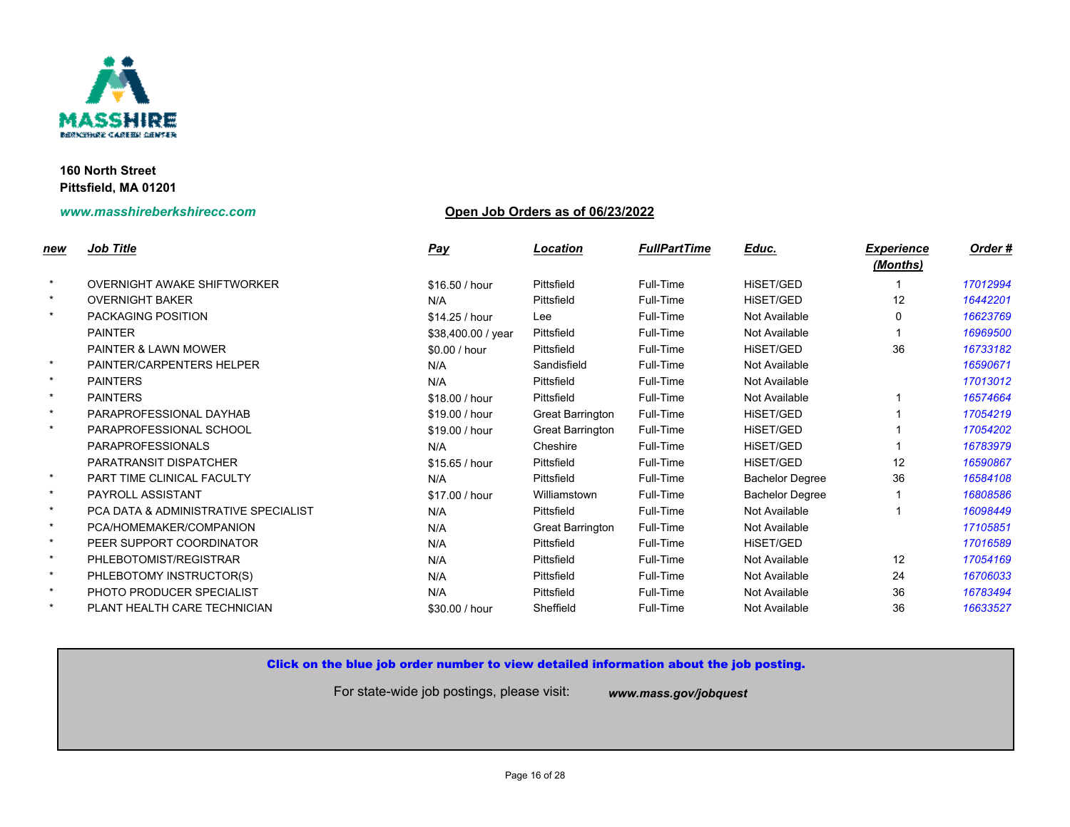MASSHIRE
BERKSHIRE CAREER CENTER

**160 North Street**
**Pittsfield, MA 01201**

***www.masshireberkshirecc.com***

**Open Job Orders as of 06/23/2022**

| new | Job Title | Pay | Location | FullPartTime | Educ. | Experience (Months) | Order # |
|---|---|---|---|---|---|---|---|
| * | OVERNIGHT AWAKE SHIFTWORKER | $16.50 / hour | Pittsfield | Full-Time | HiSET/GED | 1 | 17012994 |
| * | OVERNIGHT BAKER | N/A | Pittsfield | Full-Time | HiSET/GED | 12 | 16442201 |
| * | PACKAGING POSITION | $14.25 / hour | Lee | Full-Time | Not Available | 0 | 16623769 |
| | PAINTER | $38,400.00 / year | Pittsfield | Full-Time | Not Available | 1 | 16969500 |
| | PAINTER & LAWN MOWER | $0.00 / hour | Pittsfield | Full-Time | HiSET/GED | 36 | 16733182 |
| * | PAINTER/CARPENTERS HELPER | N/A | Sandisfield | Full-Time | Not Available | | 16590671 |
| * | PAINTERS | N/A | Pittsfield | Full-Time | Not Available | | 17013012 |
| * | PAINTERS | $18.00 / hour | Pittsfield | Full-Time | Not Available | 1 | 16574664 |
| * | PARAPROFESSIONAL DAYHAB | $19.00 / hour | Great Barrington | Full-Time | HiSET/GED | 1 | 17054219 |
| * | PARAPROFESSIONAL SCHOOL | $19.00 / hour | Great Barrington | Full-Time | HiSET/GED | 1 | 17054202 |
| | PARAPROFESSIONALS | N/A | Cheshire | Full-Time | HiSET/GED | 1 | 16783979 |
| | PARATRANSIT DISPATCHER | $15.65 / hour | Pittsfield | Full-Time | HiSET/GED | 12 | 16590867 |
| * | PART TIME CLINICAL FACULTY | N/A | Pittsfield | Full-Time | Bachelor Degree | 36 | 16584108 |
| * | PAYROLL ASSISTANT | $17.00 / hour | Williamstown | Full-Time | Bachelor Degree | 1 | 16808586 |
| * | PCA DATA & ADMINISTRATIVE SPECIALIST | N/A | Pittsfield | Full-Time | Not Available | 1 | 16098449 |
| * | PCA/HOMEMAKER/COMPANION | N/A | Great Barrington | Full-Time | Not Available | | 17105851 |
| * | PEER SUPPORT COORDINATOR | N/A | Pittsfield | Full-Time | HiSET/GED | | 17016589 |
| * | PHLEBOTOMIST/REGISTRAR | N/A | Pittsfield | Full-Time | Not Available | 12 | 17054169 |
| * | PHLEBOTOMY INSTRUCTOR(S) | N/A | Pittsfield | Full-Time | Not Available | 24 | 16706033 |
| * | PHOTO PRODUCER SPECIALIST | N/A | Pittsfield | Full-Time | Not Available | 36 | 16783494 |
| * | PLANT HEALTH CARE TECHNICIAN | $30.00 / hour | Sheffield | Full-Time | Not Available | 36 | 16633527 |

**Click on the blue job order number to view detailed information about the job posting.**

For state-wide job postings, please visit: ***www.mass.gov/jobquest***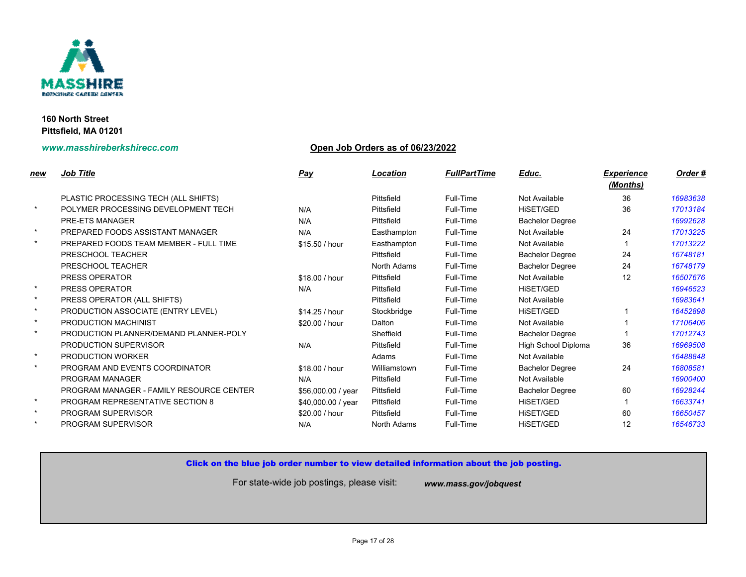MASSHIRE
BERKSHIRE CAREER CENTER

**160 North Street**
**Pittsfield, MA 01201**

*www.masshireberkshirecc.com*

## Open Job Orders as of 06/23/2022

| new | Job Title | Pay | Location | FullPartTime | Educ. | Experience (Months) | Order # |
|---|---|---|---|---|---|---|---|
| | PLASTIC PROCESSING TECH (ALL SHIFTS) | | Pittsfield | Full-Time | Not Available | 36 | 16983638 |
| * | POLYMER PROCESSING DEVELOPMENT TECH | N/A | Pittsfield | Full-Time | HiSET/GED | 36 | 17013184 |
| | PRE-ETS MANAGER | N/A | Pittsfield | Full-Time | Bachelor Degree | | 16992628 |
| * | PREPARED FOODS ASSISTANT MANAGER | N/A | Easthampton | Full-Time | Not Available | 24 | 17013225 |
| * | PREPARED FOODS TEAM MEMBER - FULL TIME | $15.50 / hour | Easthampton | Full-Time | Not Available | 1 | 17013222 |
| | PRESCHOOL TEACHER | | Pittsfield | Full-Time | Bachelor Degree | 24 | 16748181 |
| | PRESCHOOL TEACHER | | North Adams | Full-Time | Bachelor Degree | 24 | 16748179 |
| | PRESS OPERATOR | $18.00 / hour | Pittsfield | Full-Time | Not Available | 12 | 16507676 |
| * | PRESS OPERATOR | N/A | Pittsfield | Full-Time | HiSET/GED | | 16946523 |
| * | PRESS OPERATOR (ALL SHIFTS) | | Pittsfield | Full-Time | Not Available | | 16983641 |
| * | PRODUCTION ASSOCIATE (ENTRY LEVEL) | $14.25 / hour | Stockbridge | Full-Time | HiSET/GED | 1 | 16452898 |
| * | PRODUCTION MACHINIST | $20.00 / hour | Dalton | Full-Time | Not Available | 1 | 17106406 |
| * | PRODUCTION PLANNER/DEMAND PLANNER-POLY | | Sheffield | Full-Time | Bachelor Degree | 1 | 17012743 |
| | PRODUCTION SUPERVISOR | N/A | Pittsfield | Full-Time | High School Diploma | 36 | 16969508 |
| * | PRODUCTION WORKER | | Adams | Full-Time | Not Available | | 16488848 |
| * | PROGRAM AND EVENTS COORDINATOR | $18.00 / hour | Williamstown | Full-Time | Bachelor Degree | 24 | 16808581 |
| | PROGRAM MANAGER | N/A | Pittsfield | Full-Time | Not Available | | 16900400 |
| | PROGRAM MANAGER - FAMILY RESOURCE CENTER | $56,000.00 / year | Pittsfield | Full-Time | Bachelor Degree | 60 | 16928244 |
| * | PROGRAM REPRESENTATIVE SECTION 8 | $40,000.00 / year | Pittsfield | Full-Time | HiSET/GED | 1 | 16633741 |
| * | PROGRAM SUPERVISOR | $20.00 / hour | Pittsfield | Full-Time | HiSET/GED | 60 | 16650457 |
| * | PROGRAM SUPERVISOR | N/A | North Adams | Full-Time | HiSET/GED | 12 | 16546733 |

**Click on the blue job order number to view detailed information about the job posting.**

For state-wide job postings, please visit: ***www.mass.gov/jobquest***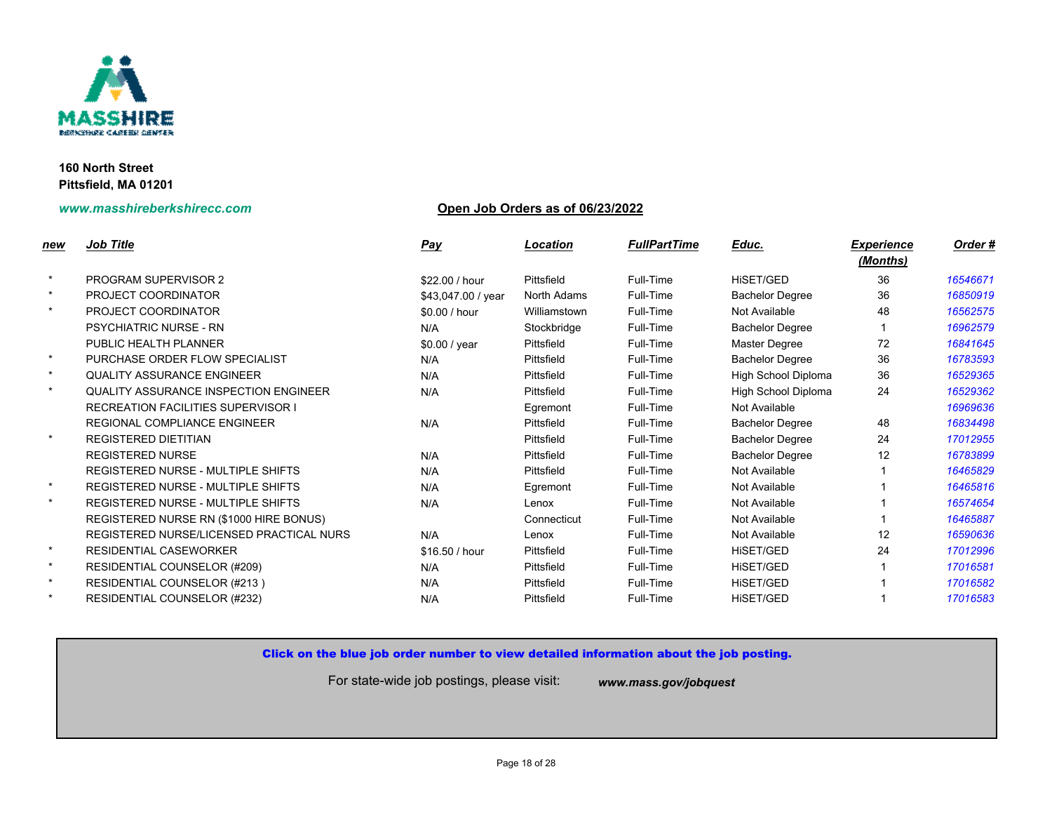**160 North Street**
**Pittsfield, MA 01201**

*www.masshireberkshirecc.com*

## Open Job Orders as of 06/23/2022

| new | Job Title | Pay | Location | FullPartTime | Educ. | Experience (Months) | Order # |
|---|---|---|---|---|---|---|---|
| * | PROGRAM SUPERVISOR 2 | $22.00 / hour | Pittsfield | Full-Time | HiSET/GED | 36 | 16546671 |
| * | PROJECT COORDINATOR | $43,047.00 / year | North Adams | Full-Time | Bachelor Degree | 36 | 16850919 |
| * | PROJECT COORDINATOR | $0.00 / hour | Williamstown | Full-Time | Not Available | 48 | 16562575 |
| | PSYCHIATRIC NURSE - RN | N/A | Stockbridge | Full-Time | Bachelor Degree | 1 | 16962579 |
| | PUBLIC HEALTH PLANNER | $0.00 / year | Pittsfield | Full-Time | Master Degree | 72 | 16841645 |
| * | PURCHASE ORDER FLOW SPECIALIST | N/A | Pittsfield | Full-Time | Bachelor Degree | 36 | 16783593 |
| * | QUALITY ASSURANCE ENGINEER | N/A | Pittsfield | Full-Time | High School Diploma | 36 | 16529365 |
| * | QUALITY ASSURANCE INSPECTION ENGINEER | N/A | Pittsfield | Full-Time | High School Diploma | 24 | 16529362 |
| | RECREATION FACILITIES SUPERVISOR I | | Egremont | Full-Time | Not Available | | 16969636 |
| | REGIONAL COMPLIANCE ENGINEER | N/A | Pittsfield | Full-Time | Bachelor Degree | 48 | 16834498 |
| * | REGISTERED DIETITIAN | | Pittsfield | Full-Time | Bachelor Degree | 24 | 17012955 |
| | REGISTERED NURSE | N/A | Pittsfield | Full-Time | Bachelor Degree | 12 | 16783899 |
| | REGISTERED NURSE - MULTIPLE SHIFTS | N/A | Pittsfield | Full-Time | Not Available | 1 | 16465829 |
| * | REGISTERED NURSE - MULTIPLE SHIFTS | N/A | Egremont | Full-Time | Not Available | 1 | 16465816 |
| * | REGISTERED NURSE - MULTIPLE SHIFTS | N/A | Lenox | Full-Time | Not Available | 1 | 16574654 |
| | REGISTERED NURSE RN ($1000 HIRE BONUS) | | Connecticut | Full-Time | Not Available | 1 | 16465887 |
| | REGISTERED NURSE/LICENSED PRACTICAL NURS | N/A | Lenox | Full-Time | Not Available | 12 | 16590636 |
| * | RESIDENTIAL CASEWORKER | $16.50 / hour | Pittsfield | Full-Time | HiSET/GED | 24 | 17012996 |
| * | RESIDENTIAL COUNSELOR (#209) | N/A | Pittsfield | Full-Time | HiSET/GED | 1 | 17016581 |
| * | RESIDENTIAL COUNSELOR (#213 ) | N/A | Pittsfield | Full-Time | HiSET/GED | 1 | 17016582 |
| * | RESIDENTIAL COUNSELOR (#232) | N/A | Pittsfield | Full-Time | HiSET/GED | 1 | 17016583 |

**Click on the blue job order number to view detailed information about the job posting.**

For state-wide job postings, please visit: ***www.mass.gov/jobquest***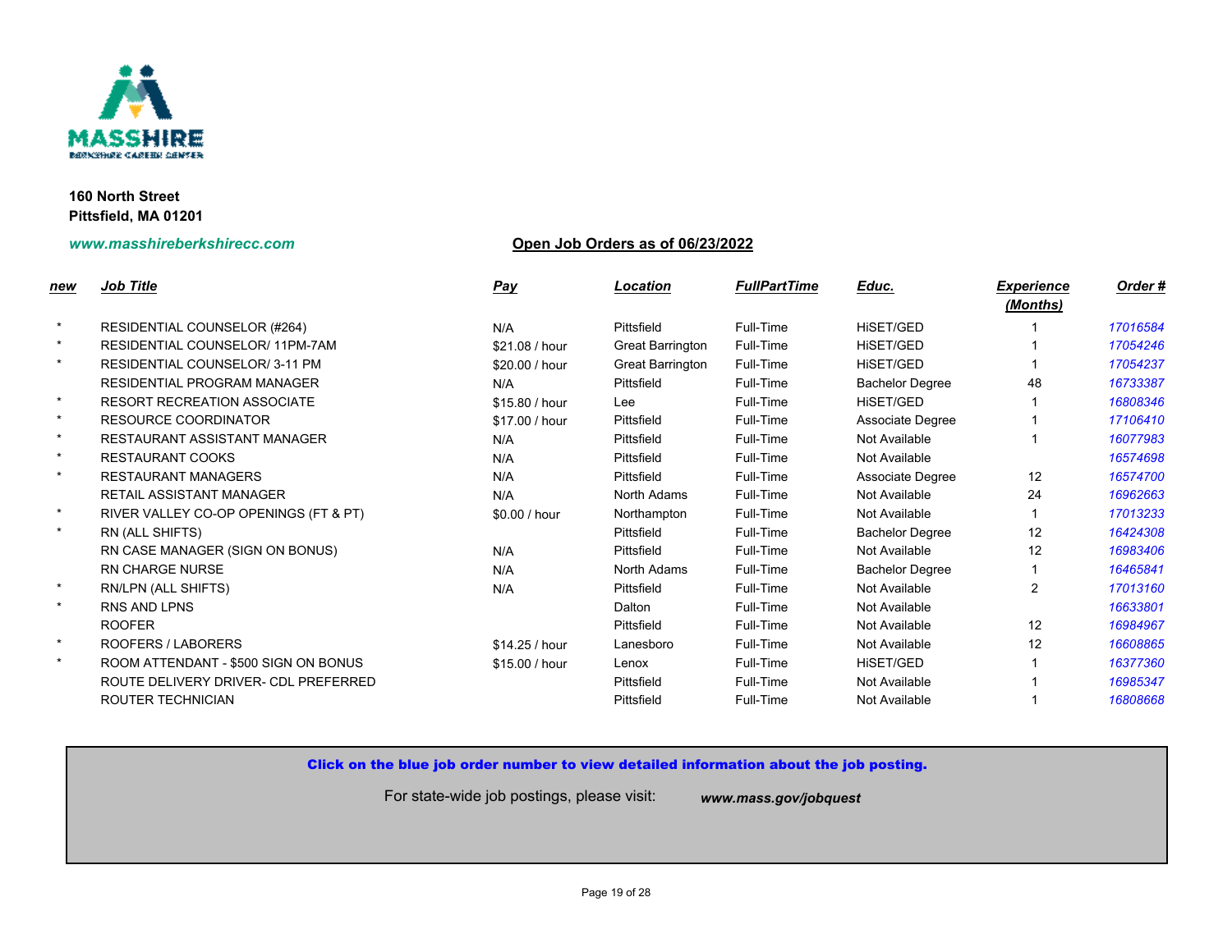MASSHIRE
BERKSHIRE CAREER CENTER

**160 North Street**
**Pittsfield, MA 01201**

*www.masshireberkshirecc.com*

## Open Job Orders as of 06/23/2022

| new | Job Title | Pay | Location | FullPartTime | Educ. | Experience (Months) | Order # |
|---|---|---|---|---|---|---|---|
| * | RESIDENTIAL COUNSELOR (#264) | N/A | Pittsfield | Full-Time | HiSET/GED | 1 | 17016584 |
| * | RESIDENTIAL COUNSELOR/ 11PM-7AM | $21.08 / hour | Great Barrington | Full-Time | HiSET/GED | 1 | 17054246 |
| * | RESIDENTIAL COUNSELOR/ 3-11 PM | $20.00 / hour | Great Barrington | Full-Time | HiSET/GED | 1 | 17054237 |
| | RESIDENTIAL PROGRAM MANAGER | N/A | Pittsfield | Full-Time | Bachelor Degree | 48 | 16733387 |
| * | RESORT RECREATION ASSOCIATE | $15.80 / hour | Lee | Full-Time | HiSET/GED | 1 | 16808346 |
| * | RESOURCE COORDINATOR | $17.00 / hour | Pittsfield | Full-Time | Associate Degree | 1 | 17106410 |
| * | RESTAURANT ASSISTANT MANAGER | N/A | Pittsfield | Full-Time | Not Available | 1 | 16077983 |
| * | RESTAURANT COOKS | N/A | Pittsfield | Full-Time | Not Available | | 16574698 |
| * | RESTAURANT MANAGERS | N/A | Pittsfield | Full-Time | Associate Degree | 12 | 16574700 |
| | RETAIL ASSISTANT MANAGER | N/A | North Adams | Full-Time | Not Available | 24 | 16962663 |
| * | RIVER VALLEY CO-OP OPENINGS (FT & PT) | $0.00 / hour | Northampton | Full-Time | Not Available | 1 | 17013233 |
| * | RN (ALL SHIFTS) | | Pittsfield | Full-Time | Bachelor Degree | 12 | 16424308 |
| | RN CASE MANAGER (SIGN ON BONUS) | N/A | Pittsfield | Full-Time | Not Available | 12 | 16983406 |
| | RN CHARGE NURSE | N/A | North Adams | Full-Time | Bachelor Degree | 1 | 16465841 |
| * | RN/LPN (ALL SHIFTS) | N/A | Pittsfield | Full-Time | Not Available | 2 | 17013160 |
| * | RNS AND LPNS | | Dalton | Full-Time | Not Available | | 16633801 |
| | ROOFER | | Pittsfield | Full-Time | Not Available | 12 | 16984967 |
| * | ROOFERS / LABORERS | $14.25 / hour | Lanesboro | Full-Time | Not Available | 12 | 16608865 |
| * | ROOM ATTENDANT - $500 SIGN ON BONUS | $15.00 / hour | Lenox | Full-Time | HiSET/GED | 1 | 16377360 |
| | ROUTE DELIVERY DRIVER- CDL PREFERRED | | Pittsfield | Full-Time | Not Available | 1 | 16985347 |
| | ROUTER TECHNICIAN | | Pittsfield | Full-Time | Not Available | 1 | 16808668 |

**Click on the blue job order number to view detailed information about the job posting.**

For state-wide job postings, please visit: ***www.mass.gov/jobquest***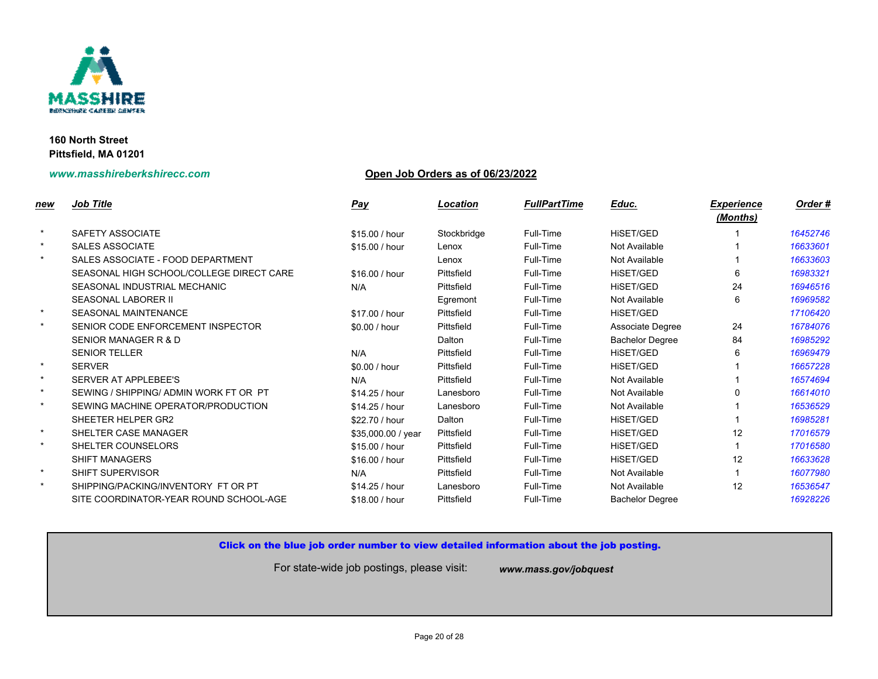**160 North Street**
**Pittsfield, MA 01201**

***www.masshireberkshirecc.com***

## Open Job Orders as of 06/23/2022

| new | Job Title | Pay | Location | FullPartTime | Educ. | Experience (Months) | Order # |
|---|---|---|---|---|---|---|---|
| * | SAFETY ASSOCIATE | $15.00 / hour | Stockbridge | Full-Time | HiSET/GED | 1 | 16452746 |
| * | SALES ASSOCIATE | $15.00 / hour | Lenox | Full-Time | Not Available | 1 | 16633601 |
| * | SALES ASSOCIATE - FOOD DEPARTMENT | | Lenox | Full-Time | Not Available | 1 | 16633603 |
| | SEASONAL HIGH SCHOOL/COLLEGE DIRECT CARE | $16.00 / hour | Pittsfield | Full-Time | HiSET/GED | 6 | 16983321 |
| | SEASONAL INDUSTRIAL MECHANIC | N/A | Pittsfield | Full-Time | HiSET/GED | 24 | 16946516 |
| | SEASONAL LABORER II | | Egremont | Full-Time | Not Available | 6 | 16969582 |
| * | SEASONAL MAINTENANCE | $17.00 / hour | Pittsfield | Full-Time | HiSET/GED | | 17106420 |
| * | SENIOR CODE ENFORCEMENT INSPECTOR | $0.00 / hour | Pittsfield | Full-Time | Associate Degree | 24 | 16784076 |
| | SENIOR MANAGER R & D | | Dalton | Full-Time | Bachelor Degree | 84 | 16985292 |
| | SENIOR TELLER | N/A | Pittsfield | Full-Time | HiSET/GED | 6 | 16969479 |
| * | SERVER | $0.00 / hour | Pittsfield | Full-Time | HiSET/GED | 1 | 16657228 |
| * | SERVER AT APPLEBEE'S | N/A | Pittsfield | Full-Time | Not Available | 1 | 16574694 |
| * | SEWING / SHIPPING/ ADMIN WORK FT OR PT | $14.25 / hour | Lanesboro | Full-Time | Not Available | 0 | 16614010 |
| * | SEWING MACHINE OPERATOR/PRODUCTION | $14.25 / hour | Lanesboro | Full-Time | Not Available | 1 | 16536529 |
| | SHEETER HELPER GR2 | $22.70 / hour | Dalton | Full-Time | HiSET/GED | 1 | 16985281 |
| * | SHELTER CASE MANAGER | $35,000.00 / year | Pittsfield | Full-Time | HiSET/GED | 12 | 17016579 |
| * | SHELTER COUNSELORS | $15.00 / hour | Pittsfield | Full-Time | HiSET/GED | 1 | 17016580 |
| | SHIFT MANAGERS | $16.00 / hour | Pittsfield | Full-Time | HiSET/GED | 12 | 16633628 |
| * | SHIFT SUPERVISOR | N/A | Pittsfield | Full-Time | Not Available | 1 | 16077980 |
| * | SHIPPING/PACKING/INVENTORY FT OR PT | $14.25 / hour | Lanesboro | Full-Time | Not Available | 12 | 16536547 |
| | SITE COORDINATOR-YEAR ROUND SCHOOL-AGE | $18.00 / hour | Pittsfield | Full-Time | Bachelor Degree | | 16928226 |

**Click on the blue job order number to view detailed information about the job posting.**

For state-wide job postings, please visit: ***www.mass.gov/jobquest***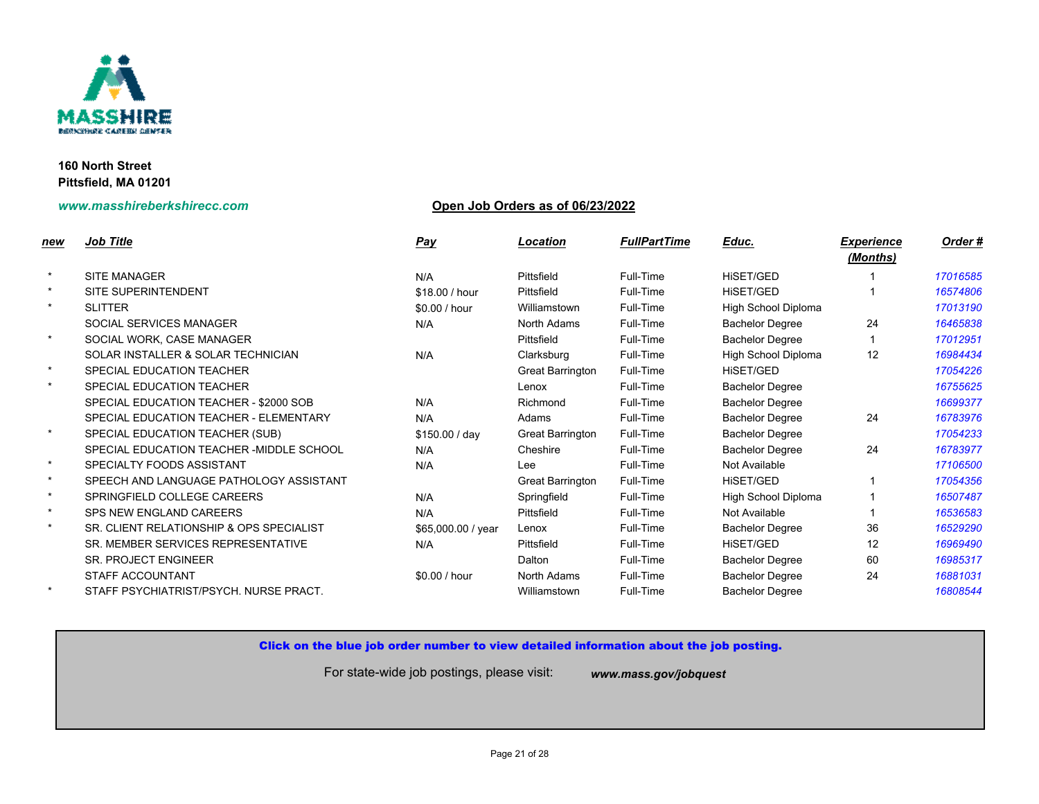**160 North Street**
**Pittsfield, MA 01201**

***www.masshireberkshirecc.com***

## Open Job Orders as of 06/23/2022

| new | Job Title | Pay | Location | FullPartTime | Educ. | Experience (Months) | Order # |
|---|---|---|---|---|---|---|---|
| * | SITE MANAGER | N/A | Pittsfield | Full-Time | HiSET/GED | 1 | 17016585 |
| * | SITE SUPERINTENDENT | $18.00 / hour | Pittsfield | Full-Time | HiSET/GED | 1 | 16574806 |
| * | SLITTER | $0.00 / hour | Williamstown | Full-Time | High School Diploma | | 17013190 |
| | SOCIAL SERVICES MANAGER | N/A | North Adams | Full-Time | Bachelor Degree | 24 | 16465838 |
| * | SOCIAL WORK, CASE MANAGER | | Pittsfield | Full-Time | Bachelor Degree | 1 | 17012951 |
| | SOLAR INSTALLER & SOLAR TECHNICIAN | N/A | Clarksburg | Full-Time | High School Diploma | 12 | 16984434 |
| * | SPECIAL EDUCATION TEACHER | | Great Barrington | Full-Time | HiSET/GED | | 17054226 |
| * | SPECIAL EDUCATION TEACHER | | Lenox | Full-Time | Bachelor Degree | | 16755625 |
| | SPECIAL EDUCATION TEACHER - $2000 SOB | N/A | Richmond | Full-Time | Bachelor Degree | | 16699377 |
| | SPECIAL EDUCATION TEACHER - ELEMENTARY | N/A | Adams | Full-Time | Bachelor Degree | 24 | 16783976 |
| * | SPECIAL EDUCATION TEACHER (SUB) | $150.00 / day | Great Barrington | Full-Time | Bachelor Degree | | 17054233 |
| | SPECIAL EDUCATION TEACHER -MIDDLE SCHOOL | N/A | Cheshire | Full-Time | Bachelor Degree | 24 | 16783977 |
| * | SPECIALTY FOODS ASSISTANT | N/A | Lee | Full-Time | Not Available | | 17106500 |
| * | SPEECH AND LANGUAGE PATHOLOGY ASSISTANT | | Great Barrington | Full-Time | HiSET/GED | 1 | 17054356 |
| * | SPRINGFIELD COLLEGE CAREERS | N/A | Springfield | Full-Time | High School Diploma | 1 | 16507487 |
| * | SPS NEW ENGLAND CAREERS | N/A | Pittsfield | Full-Time | Not Available | 1 | 16536583 |
| * | SR. CLIENT RELATIONSHIP & OPS SPECIALIST | $65,000.00 / year | Lenox | Full-Time | Bachelor Degree | 36 | 16529290 |
| | SR. MEMBER SERVICES REPRESENTATIVE | N/A | Pittsfield | Full-Time | HiSET/GED | 12 | 16969490 |
| | SR. PROJECT ENGINEER | | Dalton | Full-Time | Bachelor Degree | 60 | 16985317 |
| | STAFF ACCOUNTANT | $0.00 / hour | North Adams | Full-Time | Bachelor Degree | 24 | 16881031 |
| * | STAFF PSYCHIATRIST/PSYCH. NURSE PRACT. | | Williamstown | Full-Time | Bachelor Degree | | 16808544 |

**Click on the blue job order number to view detailed information about the job posting.**

For state-wide job postings, please visit: ***www.mass.gov/jobquest***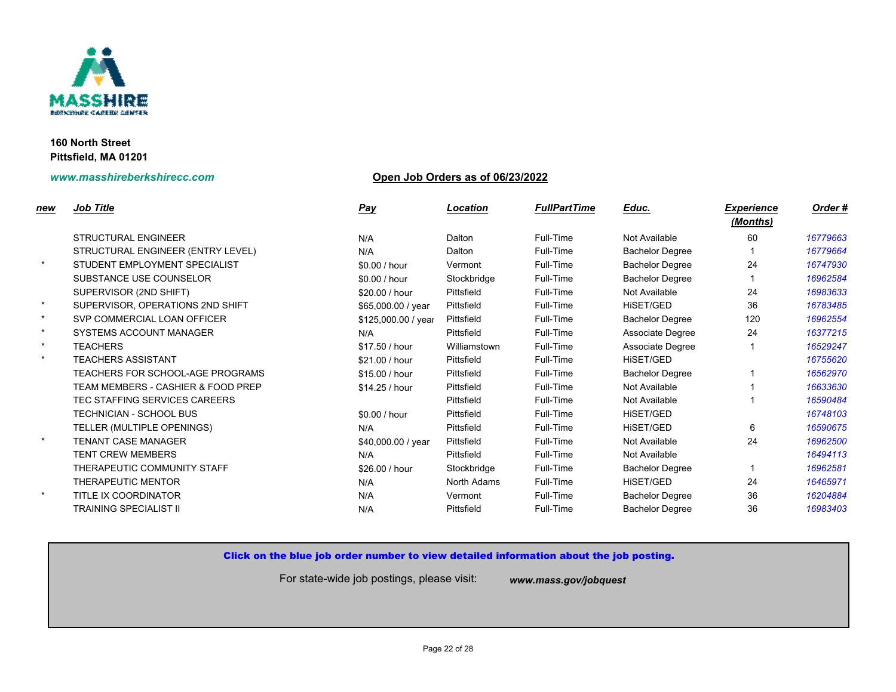**160 North Street**
**Pittsfield, MA 01201**

***www.masshireberkshirecc.com***

## Open Job Orders as of 06/23/2022

| new | Job Title | Pay | Location | FullPartTime | Educ. | Experience (Months) | Order # |
|---|---|---|---|---|---|---|---|
| | STRUCTURAL ENGINEER | N/A | Dalton | Full-Time | Not Available | 60 | 16779663 |
| | STRUCTURAL ENGINEER (ENTRY LEVEL) | N/A | Dalton | Full-Time | Bachelor Degree | 1 | 16779664 |
| * | STUDENT EMPLOYMENT SPECIALIST | $0.00 / hour | Vermont | Full-Time | Bachelor Degree | 24 | 16747930 |
| | SUBSTANCE USE COUNSELOR | $0.00 / hour | Stockbridge | Full-Time | Bachelor Degree | 1 | 16962584 |
| | SUPERVISOR (2ND SHIFT) | $20.00 / hour | Pittsfield | Full-Time | Not Available | 24 | 16983633 |
| * | SUPERVISOR, OPERATIONS 2ND SHIFT | $65,000.00 / year | Pittsfield | Full-Time | HiSET/GED | 36 | 16783485 |
| * | SVP COMMERCIAL LOAN OFFICER | $125,000.00 / year | Pittsfield | Full-Time | Bachelor Degree | 120 | 16962554 |
| * | SYSTEMS ACCOUNT MANAGER | N/A | Pittsfield | Full-Time | Associate Degree | 24 | 16377215 |
| * | TEACHERS | $17.50 / hour | Williamstown | Full-Time | Associate Degree | 1 | 16529247 |
| * | TEACHERS ASSISTANT | $21.00 / hour | Pittsfield | Full-Time | HiSET/GED | | 16755620 |
| | TEACHERS FOR SCHOOL-AGE PROGRAMS | $15.00 / hour | Pittsfield | Full-Time | Bachelor Degree | 1 | 16562970 |
| | TEAM MEMBERS - CASHIER & FOOD PREP | $14.25 / hour | Pittsfield | Full-Time | Not Available | 1 | 16633630 |
| | TEC STAFFING SERVICES CAREERS | | Pittsfield | Full-Time | Not Available | 1 | 16590484 |
| | TECHNICIAN - SCHOOL BUS | $0.00 / hour | Pittsfield | Full-Time | HiSET/GED | | 16748103 |
| | TELLER (MULTIPLE OPENINGS) | N/A | Pittsfield | Full-Time | HiSET/GED | 6 | 16590675 |
| * | TENANT CASE MANAGER | $40,000.00 / year | Pittsfield | Full-Time | Not Available | 24 | 16962500 |
| | TENT CREW MEMBERS | N/A | Pittsfield | Full-Time | Not Available | | 16494113 |
| | THERAPEUTIC COMMUNITY STAFF | $26.00 / hour | Stockbridge | Full-Time | Bachelor Degree | 1 | 16962581 |
| | THERAPEUTIC MENTOR | N/A | North Adams | Full-Time | HiSET/GED | 24 | 16465971 |
| * | TITLE IX COORDINATOR | N/A | Vermont | Full-Time | Bachelor Degree | 36 | 16204884 |
| | TRAINING SPECIALIST II | N/A | Pittsfield | Full-Time | Bachelor Degree | 36 | 16983403 |

**Click on the blue job order number to view detailed information about the job posting.**

For state-wide job postings, please visit: ***www.mass.gov/jobquest***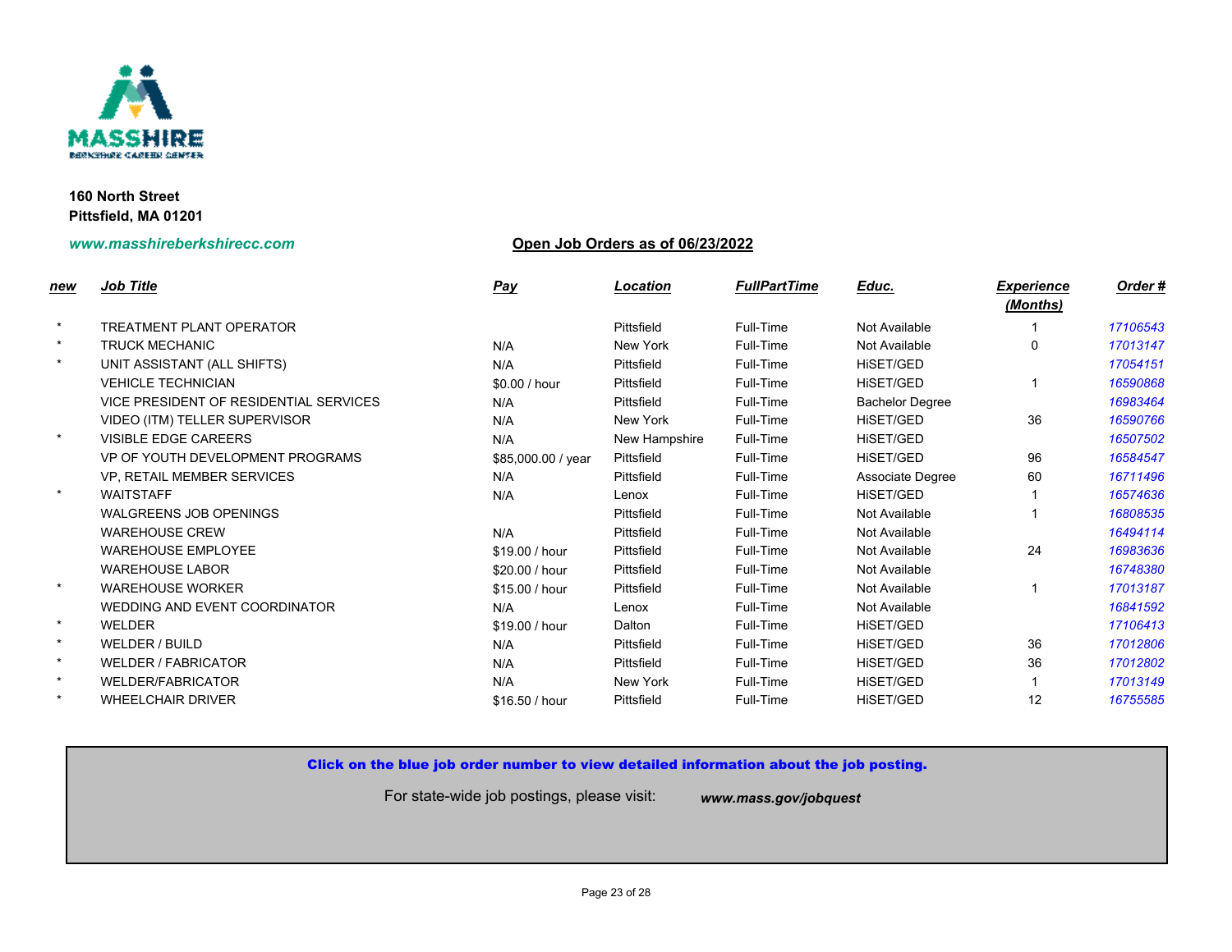**160 North Street**
**Pittsfield, MA 01201**

*www.masshireberkshirecc.com*

**Open Job Orders as of 06/23/2022**

| new | Job Title | Pay | Location | FullPartTime | Educ. | Experience (Months) | Order # |
|---|---|---|---|---|---|---|---|
| * | TREATMENT PLANT OPERATOR | | Pittsfield | Full-Time | Not Available | 1 | 17106543 |
| * | TRUCK MECHANIC | N/A | New York | Full-Time | Not Available | 0 | 17013147 |
| * | UNIT ASSISTANT (ALL SHIFTS) | N/A | Pittsfield | Full-Time | HiSET/GED | | 17054151 |
| | VEHICLE TECHNICIAN | $0.00 / hour | Pittsfield | Full-Time | HiSET/GED | 1 | 16590868 |
| | VICE PRESIDENT OF RESIDENTIAL SERVICES | N/A | Pittsfield | Full-Time | Bachelor Degree | | 16983464 |
| | VIDEO (ITM) TELLER SUPERVISOR | N/A | New York | Full-Time | HiSET/GED | 36 | 16590766 |
| * | VISIBLE EDGE CAREERS | N/A | New Hampshire | Full-Time | HiSET/GED | | 16507502 |
| | VP OF YOUTH DEVELOPMENT PROGRAMS | $85,000.00 / year | Pittsfield | Full-Time | HiSET/GED | 96 | 16584547 |
| | VP, RETAIL MEMBER SERVICES | N/A | Pittsfield | Full-Time | Associate Degree | 60 | 16711496 |
| * | WAITSTAFF | N/A | Lenox | Full-Time | HiSET/GED | 1 | 16574636 |
| | WALGREENS JOB OPENINGS | | Pittsfield | Full-Time | Not Available | 1 | 16808535 |
| | WAREHOUSE CREW | N/A | Pittsfield | Full-Time | Not Available | | 16494114 |
| | WAREHOUSE EMPLOYEE | $19.00 / hour | Pittsfield | Full-Time | Not Available | 24 | 16983636 |
| | WAREHOUSE LABOR | $20.00 / hour | Pittsfield | Full-Time | Not Available | | 16748380 |
| * | WAREHOUSE WORKER | $15.00 / hour | Pittsfield | Full-Time | Not Available | 1 | 17013187 |
| | WEDDING AND EVENT COORDINATOR | N/A | Lenox | Full-Time | Not Available | | 16841592 |
| * | WELDER | $19.00 / hour | Dalton | Full-Time | HiSET/GED | | 17106413 |
| * | WELDER / BUILD | N/A | Pittsfield | Full-Time | HiSET/GED | 36 | 17012806 |
| * | WELDER / FABRICATOR | N/A | Pittsfield | Full-Time | HiSET/GED | 36 | 17012802 |
| * | WELDER/FABRICATOR | N/A | New York | Full-Time | HiSET/GED | 1 | 17013149 |
| * | WHEELCHAIR DRIVER | $16.50 / hour | Pittsfield | Full-Time | HiSET/GED | 12 | 16755585 |

**Click on the blue job order number to view detailed information about the job posting.**

For state-wide job postings, please visit: ***www.mass.gov/jobquest***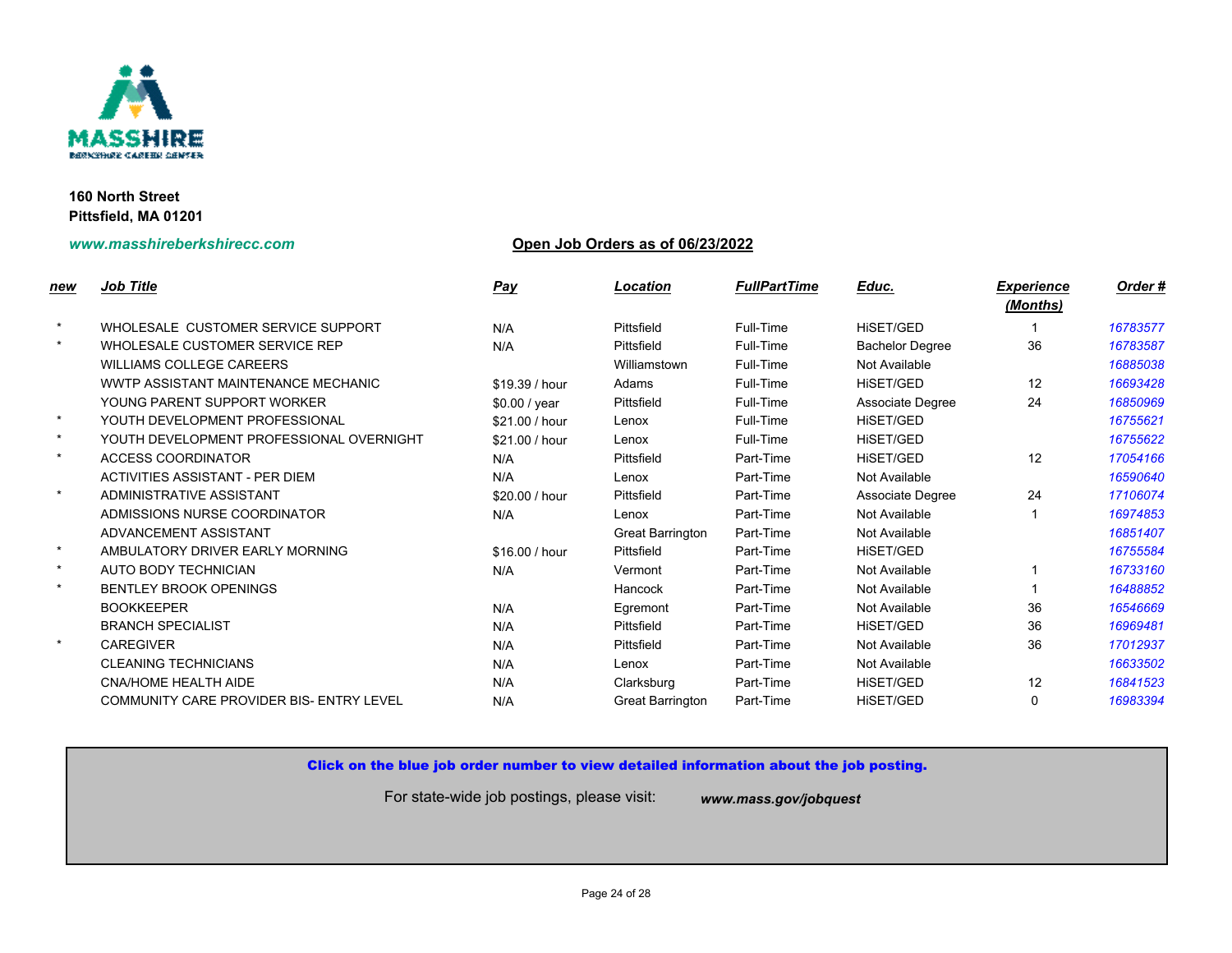**160 North Street**
**Pittsfield, MA 01201**

*www.masshireberkshirecc.com*

## Open Job Orders as of 06/23/2022

| new | Job Title | Pay | Location | FullPartTime | Educ. | Experience (Months) | Order # |
|---|---|---|---|---|---|---|---|
| * | WHOLESALE  CUSTOMER SERVICE SUPPORT | N/A | Pittsfield | Full-Time | HiSET/GED | 1 | 16783577 |
| * | WHOLESALE CUSTOMER SERVICE REP | N/A | Pittsfield | Full-Time | Bachelor Degree | 36 | 16783587 |
| | WILLIAMS COLLEGE CAREERS | | Williamstown | Full-Time | Not Available | | 16885038 |
| | WWTP ASSISTANT MAINTENANCE MECHANIC | $19.39 / hour | Adams | Full-Time | HiSET/GED | 12 | 16693428 |
| | YOUNG PARENT SUPPORT WORKER | $0.00 / year | Pittsfield | Full-Time | Associate Degree | 24 | 16850969 |
| * | YOUTH DEVELOPMENT PROFESSIONAL | $21.00 / hour | Lenox | Full-Time | HiSET/GED | | 16755621 |
| * | YOUTH DEVELOPMENT PROFESSIONAL OVERNIGHT | $21.00 / hour | Lenox | Full-Time | HiSET/GED | | 16755622 |
| * | ACCESS COORDINATOR | N/A | Pittsfield | Part-Time | HiSET/GED | 12 | 17054166 |
| | ACTIVITIES ASSISTANT - PER DIEM | N/A | Lenox | Part-Time | Not Available | | 16590640 |
| * | ADMINISTRATIVE ASSISTANT | $20.00 / hour | Pittsfield | Part-Time | Associate Degree | 24 | 17106074 |
| | ADMISSIONS NURSE COORDINATOR | N/A | Lenox | Part-Time | Not Available | 1 | 16974853 |
| | ADVANCEMENT ASSISTANT | | Great Barrington | Part-Time | Not Available | | 16851407 |
| * | AMBULATORY DRIVER EARLY MORNING | $16.00 / hour | Pittsfield | Part-Time | HiSET/GED | | 16755584 |
| * | AUTO BODY TECHNICIAN | N/A | Vermont | Part-Time | Not Available | 1 | 16733160 |
| * | BENTLEY BROOK OPENINGS | | Hancock | Part-Time | Not Available | 1 | 16488852 |
| | BOOKKEEPER | N/A | Egremont | Part-Time | Not Available | 36 | 16546669 |
| | BRANCH SPECIALIST | N/A | Pittsfield | Part-Time | HiSET/GED | 36 | 16969481 |
| * | CAREGIVER | N/A | Pittsfield | Part-Time | Not Available | 36 | 17012937 |
| | CLEANING TECHNICIANS | N/A | Lenox | Part-Time | Not Available | | 16633502 |
| | CNA/HOME HEALTH AIDE | N/A | Clarksburg | Part-Time | HiSET/GED | 12 | 16841523 |
| | COMMUNITY CARE PROVIDER BIS- ENTRY LEVEL | N/A | Great Barrington | Part-Time | HiSET/GED | 0 | 16983394 |

**Click on the blue job order number to view detailed information about the job posting.**

For state-wide job postings, please visit: ***www.mass.gov/jobquest***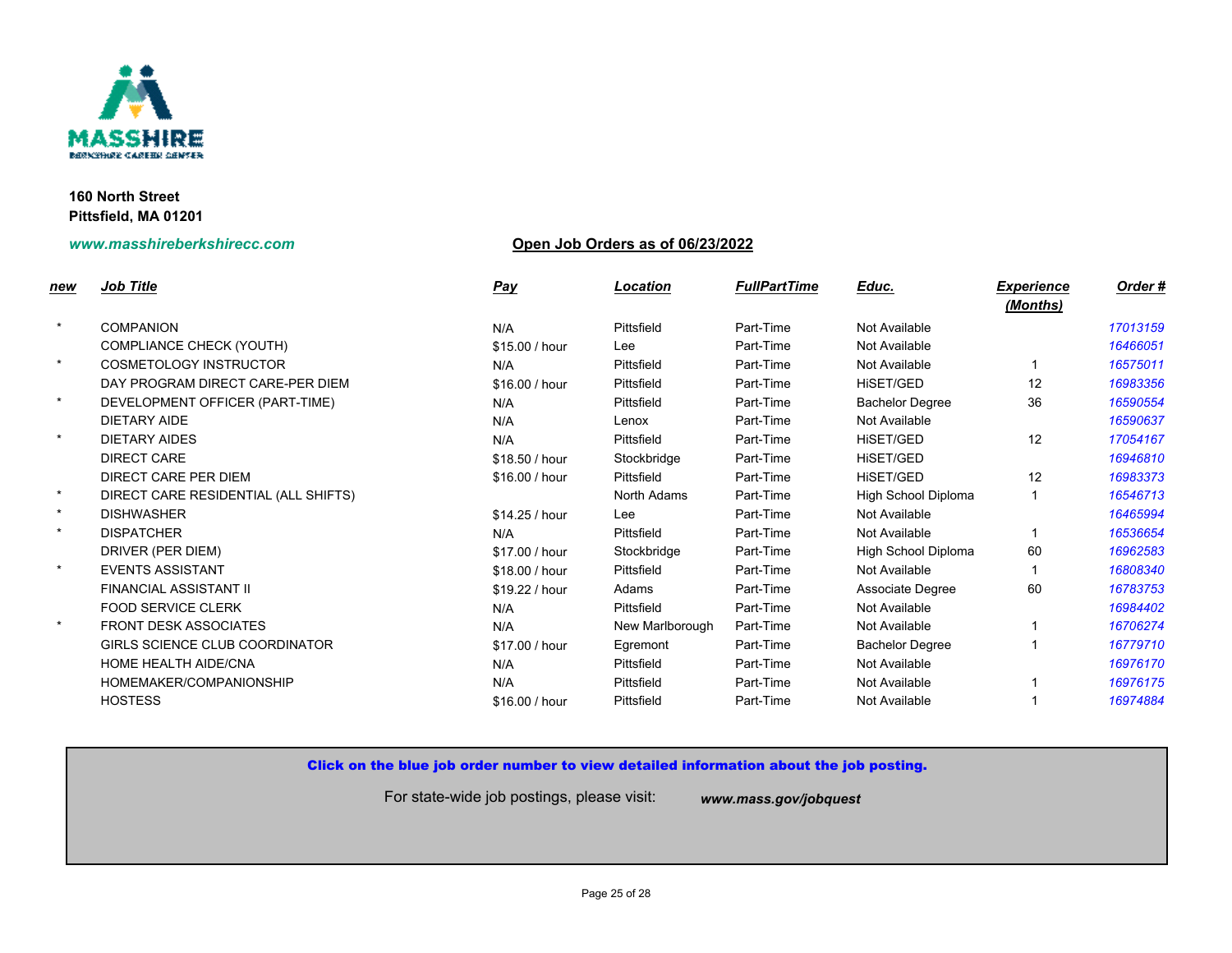160 North Street
Pittsfield, MA 01201

*www.masshireberkshirecc.com*

**Open Job Orders as of 06/23/2022**

| new | Job Title | Pay | Location | FullPartTime | Educ. | Experience (Months) | Order # |
|---|---|---|---|---|---|---|---|
| * | COMPANION | N/A | Pittsfield | Part-Time | Not Available | | 17013159 |
| | COMPLIANCE CHECK (YOUTH) | $15.00 / hour | Lee | Part-Time | Not Available | | 16466051 |
| * | COSMETOLOGY INSTRUCTOR | N/A | Pittsfield | Part-Time | Not Available | 1 | 16575011 |
| | DAY PROGRAM DIRECT CARE-PER DIEM | $16.00 / hour | Pittsfield | Part-Time | HiSET/GED | 12 | 16983356 |
| * | DEVELOPMENT OFFICER (PART-TIME) | N/A | Pittsfield | Part-Time | Bachelor Degree | 36 | 16590554 |
| | DIETARY AIDE | N/A | Lenox | Part-Time | Not Available | | 16590637 |
| * | DIETARY AIDES | N/A | Pittsfield | Part-Time | HiSET/GED | 12 | 17054167 |
| | DIRECT CARE | $18.50 / hour | Stockbridge | Part-Time | HiSET/GED | | 16946810 |
| | DIRECT CARE PER DIEM | $16.00 / hour | Pittsfield | Part-Time | HiSET/GED | 12 | 16983373 |
| * | DIRECT CARE RESIDENTIAL (ALL SHIFTS) | | North Adams | Part-Time | High School Diploma | 1 | 16546713 |
| * | DISHWASHER | $14.25 / hour | Lee | Part-Time | Not Available | | 16465994 |
| * | DISPATCHER | N/A | Pittsfield | Part-Time | Not Available | 1 | 16536654 |
| | DRIVER (PER DIEM) | $17.00 / hour | Stockbridge | Part-Time | High School Diploma | 60 | 16962583 |
| * | EVENTS ASSISTANT | $18.00 / hour | Pittsfield | Part-Time | Not Available | 1 | 16808340 |
| | FINANCIAL ASSISTANT II | $19.22 / hour | Adams | Part-Time | Associate Degree | 60 | 16783753 |
| | FOOD SERVICE CLERK | N/A | Pittsfield | Part-Time | Not Available | | 16984402 |
| * | FRONT DESK ASSOCIATES | N/A | New Marlborough | Part-Time | Not Available | 1 | 16706274 |
| | GIRLS SCIENCE CLUB COORDINATOR | $17.00 / hour | Egremont | Part-Time | Bachelor Degree | 1 | 16779710 |
| | HOME HEALTH AIDE/CNA | N/A | Pittsfield | Part-Time | Not Available | | 16976170 |
| | HOMEMAKER/COMPANIONSHIP | N/A | Pittsfield | Part-Time | Not Available | 1 | 16976175 |
| | HOSTESS | $16.00 / hour | Pittsfield | Part-Time | Not Available | 1 | 16974884 |

**Click on the blue job order number to view detailed information about the job posting.**

For state-wide job postings, please visit: ***www.mass.gov/jobquest***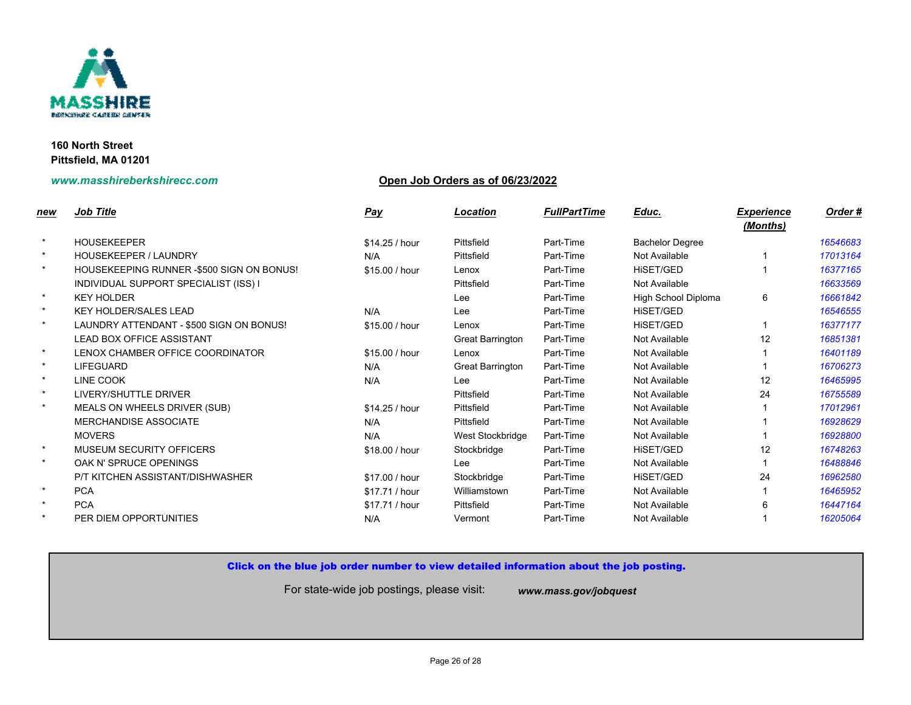**160 North Street**
**Pittsfield, MA 01201**

***www.masshireberkshirecc.com***

## Open Job Orders as of 06/23/2022

| new | Job Title | Pay | Location | FullPartTime | Educ. | Experience (Months) | Order # |
|---|---|---|---|---|---|---|---|
| * | HOUSEKEEPER | $14.25 / hour | Pittsfield | Part-Time | Bachelor Degree | | 16546683 |
| * | HOUSEKEEPER / LAUNDRY | N/A | Pittsfield | Part-Time | Not Available | 1 | 17013164 |
| * | HOUSEKEEPING RUNNER -$500 SIGN ON BONUS! | $15.00 / hour | Lenox | Part-Time | HiSET/GED | 1 | 16377165 |
| | INDIVIDUAL SUPPORT SPECIALIST (ISS) I | | Pittsfield | Part-Time | Not Available | | 16633569 |
| * | KEY HOLDER | | Lee | Part-Time | High School Diploma | 6 | 16661842 |
| * | KEY HOLDER/SALES LEAD | N/A | Lee | Part-Time | HiSET/GED | | 16546555 |
| * | LAUNDRY ATTENDANT - $500 SIGN ON BONUS! | $15.00 / hour | Lenox | Part-Time | HiSET/GED | 1 | 16377177 |
| | LEAD BOX OFFICE ASSISTANT | | Great Barrington | Part-Time | Not Available | 12 | 16851381 |
| * | LENOX CHAMBER OFFICE COORDINATOR | $15.00 / hour | Lenox | Part-Time | Not Available | 1 | 16401189 |
| * | LIFEGUARD | N/A | Great Barrington | Part-Time | Not Available | 1 | 16706273 |
| * | LINE COOK | N/A | Lee | Part-Time | Not Available | 12 | 16465995 |
| * | LIVERY/SHUTTLE DRIVER | | Pittsfield | Part-Time | Not Available | 24 | 16755589 |
| * | MEALS ON WHEELS DRIVER (SUB) | $14.25 / hour | Pittsfield | Part-Time | Not Available | 1 | 17012961 |
| | MERCHANDISE ASSOCIATE | N/A | Pittsfield | Part-Time | Not Available | 1 | 16928629 |
| | MOVERS | N/A | West Stockbridge | Part-Time | Not Available | 1 | 16928800 |
| * | MUSEUM SECURITY OFFICERS | $18.00 / hour | Stockbridge | Part-Time | HiSET/GED | 12 | 16748263 |
| * | OAK N' SPRUCE OPENINGS | | Lee | Part-Time | Not Available | 1 | 16488846 |
| | P/T KITCHEN ASSISTANT/DISHWASHER | $17.00 / hour | Stockbridge | Part-Time | HiSET/GED | 24 | 16962580 |
| * | PCA | $17.71 / hour | Williamstown | Part-Time | Not Available | 1 | 16465952 |
| * | PCA | $17.71 / hour | Pittsfield | Part-Time | Not Available | 6 | 16447164 |
| * | PER DIEM OPPORTUNITIES | N/A | Vermont | Part-Time | Not Available | 1 | 16205064 |

**Click on the blue job order number to view detailed information about the job posting.**

For state-wide job postings, please visit: ***www.mass.gov/jobquest***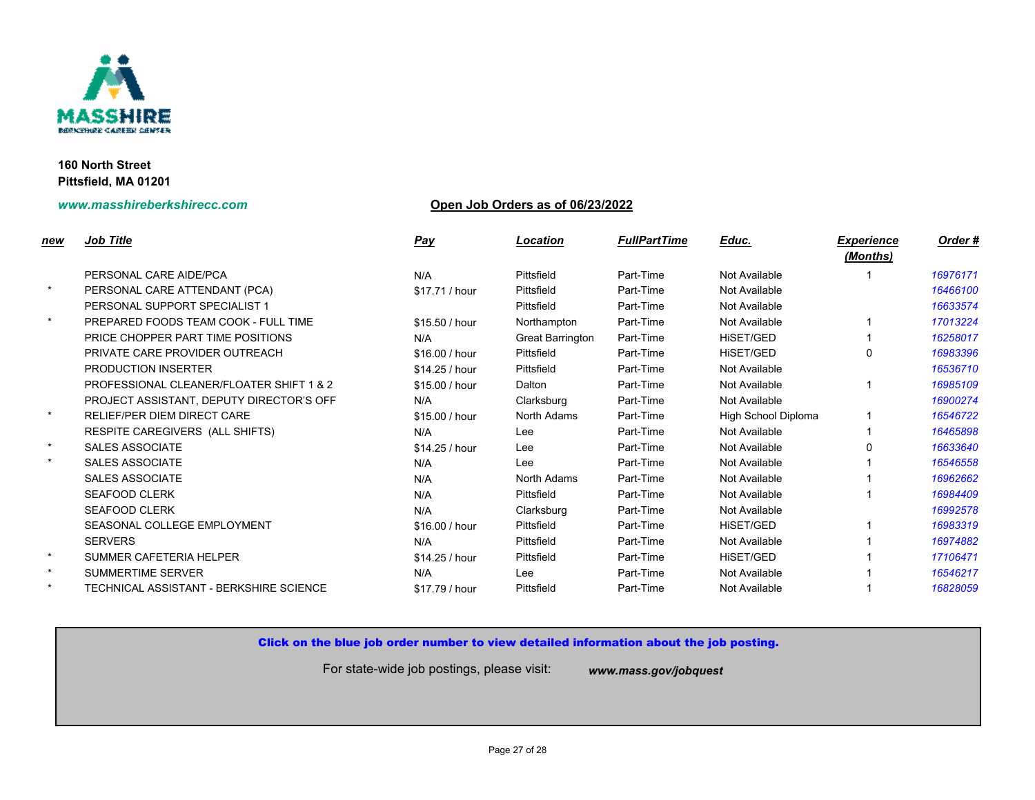MASSHIRE
BERKSHIRE CAREER CENTER

**160 North Street**
**Pittsfield, MA 01201**

***www.masshireberkshirecc.com***

**Open Job Orders as of 06/23/2022**

| new | Job Title | Pay | Location | FullPartTime | Educ. | Experience (Months) | Order # |
|---|---|---|---|---|---|---|---|
| | PERSONAL CARE AIDE/PCA | N/A | Pittsfield | Part-Time | Not Available | 1 | 16976171 |
| * | PERSONAL CARE ATTENDANT (PCA) | $17.71 / hour | Pittsfield | Part-Time | Not Available | | 16466100 |
| | PERSONAL SUPPORT SPECIALIST 1 | | Pittsfield | Part-Time | Not Available | | 16633574 |
| * | PREPARED FOODS TEAM COOK - FULL TIME | $15.50 / hour | Northampton | Part-Time | Not Available | 1 | 17013224 |
| | PRICE CHOPPER PART TIME POSITIONS | N/A | Great Barrington | Part-Time | HiSET/GED | 1 | 16258017 |
| | PRIVATE CARE PROVIDER OUTREACH | $16.00 / hour | Pittsfield | Part-Time | HiSET/GED | 0 | 16983396 |
| | PRODUCTION INSERTER | $14.25 / hour | Pittsfield | Part-Time | Not Available | | 16536710 |
| | PROFESSIONAL CLEANER/FLOATER SHIFT 1 & 2 | $15.00 / hour | Dalton | Part-Time | Not Available | 1 | 16985109 |
| | PROJECT ASSISTANT, DEPUTY DIRECTOR'S OFF | N/A | Clarksburg | Part-Time | Not Available | | 16900274 |
| * | RELIEF/PER DIEM DIRECT CARE | $15.00 / hour | North Adams | Part-Time | High School Diploma | 1 | 16546722 |
| | RESPITE CAREGIVERS (ALL SHIFTS) | N/A | Lee | Part-Time | Not Available | 1 | 16465898 |
| * | SALES ASSOCIATE | $14.25 / hour | Lee | Part-Time | Not Available | 0 | 16633640 |
| * | SALES ASSOCIATE | N/A | Lee | Part-Time | Not Available | 1 | 16546558 |
| | SALES ASSOCIATE | N/A | North Adams | Part-Time | Not Available | 1 | 16962662 |
| | SEAFOOD CLERK | N/A | Pittsfield | Part-Time | Not Available | 1 | 16984409 |
| | SEAFOOD CLERK | N/A | Clarksburg | Part-Time | Not Available | | 16992578 |
| | SEASONAL COLLEGE EMPLOYMENT | $16.00 / hour | Pittsfield | Part-Time | HiSET/GED | 1 | 16983319 |
| | SERVERS | N/A | Pittsfield | Part-Time | Not Available | 1 | 16974882 |
| * | SUMMER CAFETERIA HELPER | $14.25 / hour | Pittsfield | Part-Time | HiSET/GED | 1 | 17106471 |
| * | SUMMERTIME SERVER | N/A | Lee | Part-Time | Not Available | 1 | 16546217 |
| * | TECHNICAL ASSISTANT - BERKSHIRE SCIENCE | $17.79 / hour | Pittsfield | Part-Time | Not Available | 1 | 16828059 |

**Click on the blue job order number to view detailed information about the job posting.**

For state-wide job postings, please visit: ***www.mass.gov/jobquest***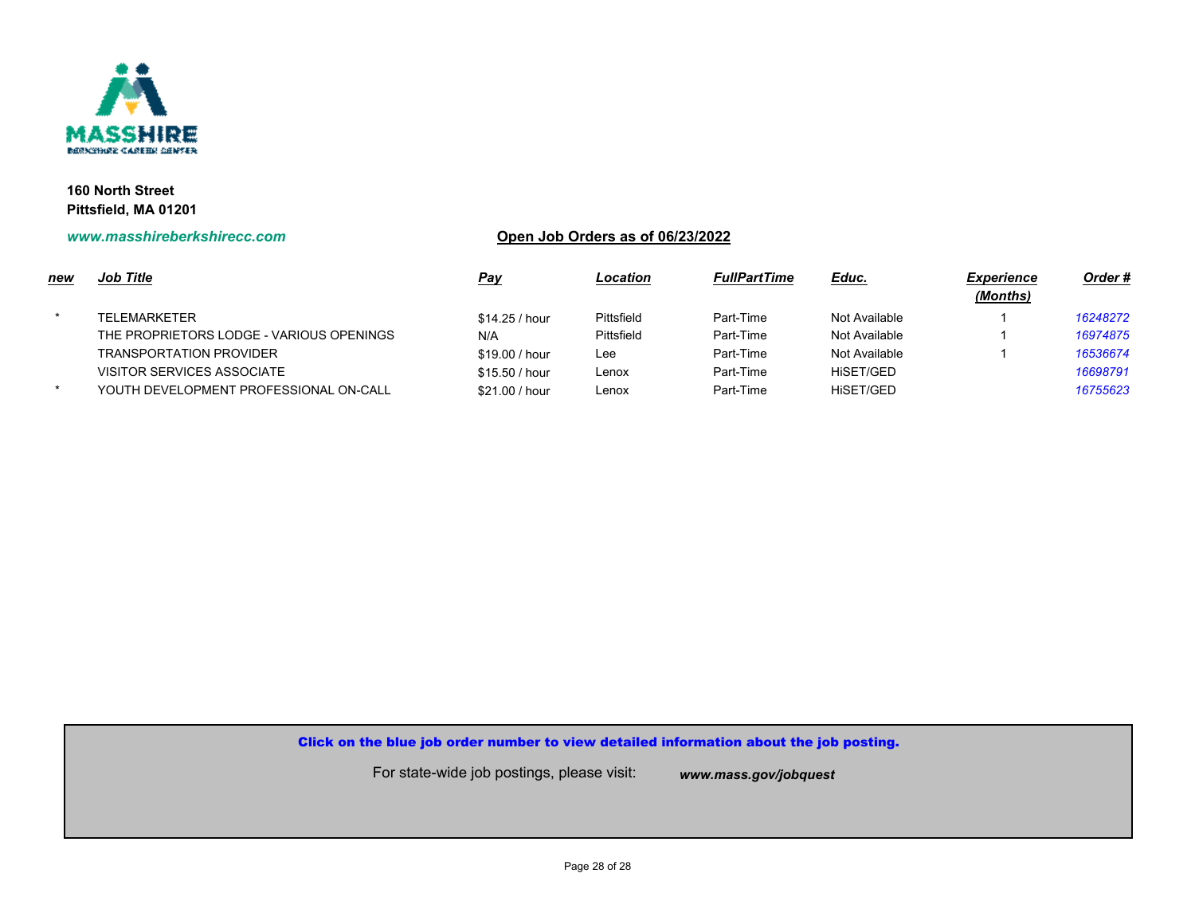**160 North Street**
**Pittsfield, MA 01201**

***www.masshireberkshirecc.com***

## Open Job Orders as of 06/23/2022

| new | Job Title | Pay | Location | FullPartTime | Educ. | Experience (Months) | Order # |
|---|---|---|---|---|---|---|---|
| * | TELEMARKETER | $14.25 / hour | Pittsfield | Part-Time | Not Available | 1 | 16248272 |
| | THE PROPRIETORS LODGE - VARIOUS OPENINGS | N/A | Pittsfield | Part-Time | Not Available | 1 | 16974875 |
| | TRANSPORTATION PROVIDER | $19.00 / hour | Lee | Part-Time | Not Available | 1 | 16536674 |
| | VISITOR SERVICES ASSOCIATE | $15.50 / hour | Lenox | Part-Time | HiSET/GED | | 16698791 |
| * | YOUTH DEVELOPMENT PROFESSIONAL ON-CALL | $21.00 / hour | Lenox | Part-Time | HiSET/GED | | 16755623 |

**Click on the blue job order number to view detailed information about the job posting.**

For state-wide job postings, please visit: ***www.mass.gov/jobquest***